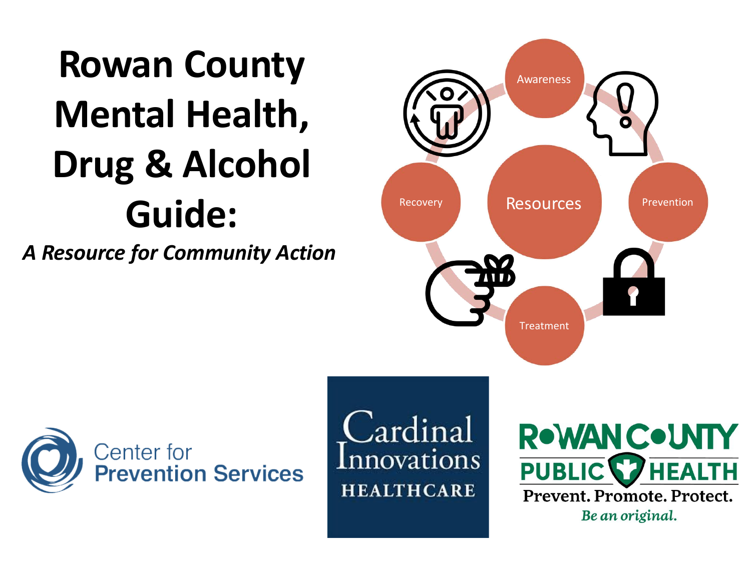# Rowan County Mental Health, Drug & Alcohol Guide:

*A Resource for Community Action*

Awareness

Prevention

Treatment

Recovery

Resources

Center for Prevention Services

Cardinal Innovations HEALTHCARE

ROWAN COUNTY PUBLIC HEALTH

Prevent. Promote. Protect.

*Be an original.*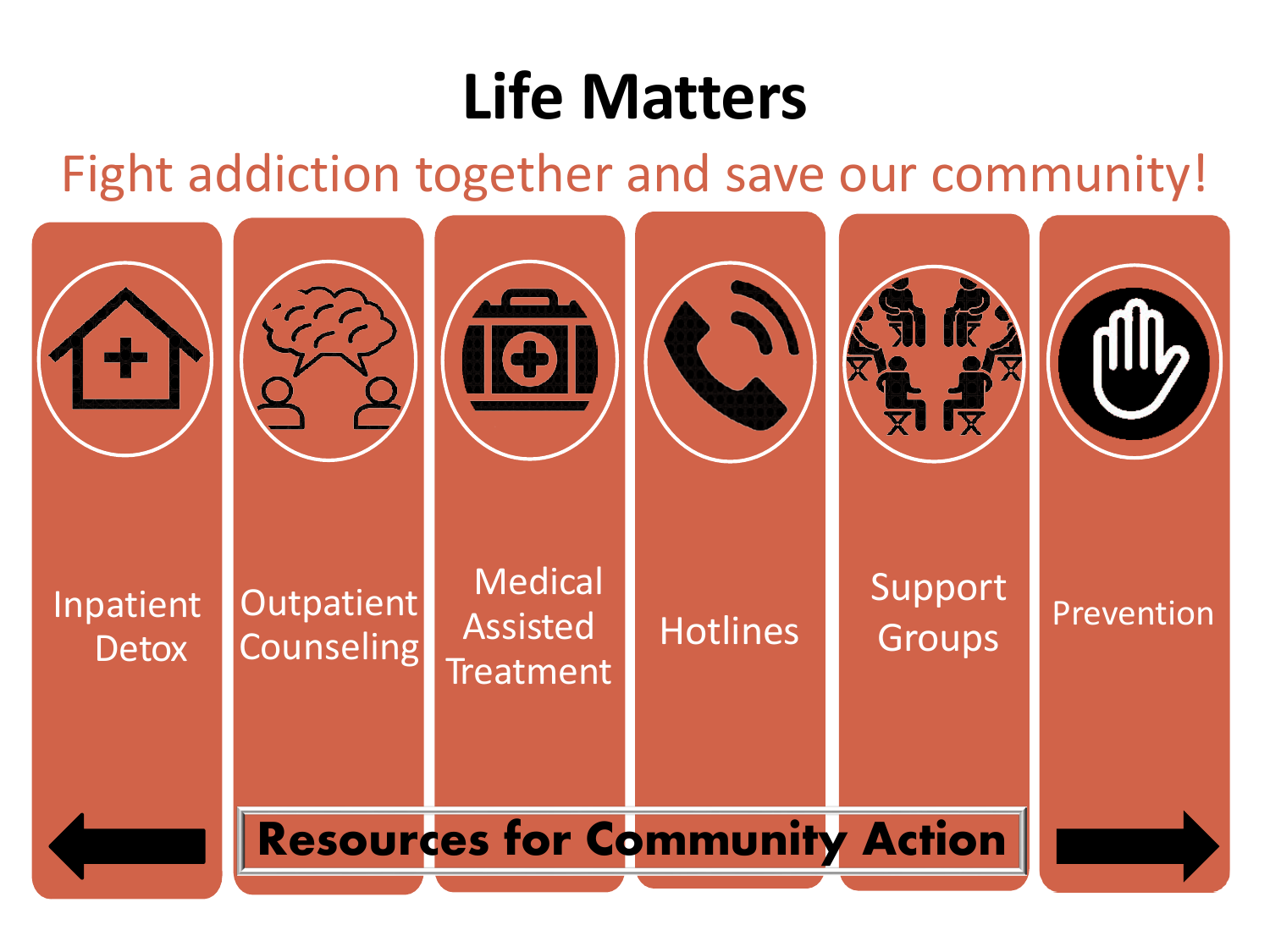# Life Matters

Fight addiction together and save our community!

- Inpatient Detox
- Outpatient Counseling
- Medical Assisted Treatment
- Hotlines
- Support Groups
- Prevention

**Resources for Community Action**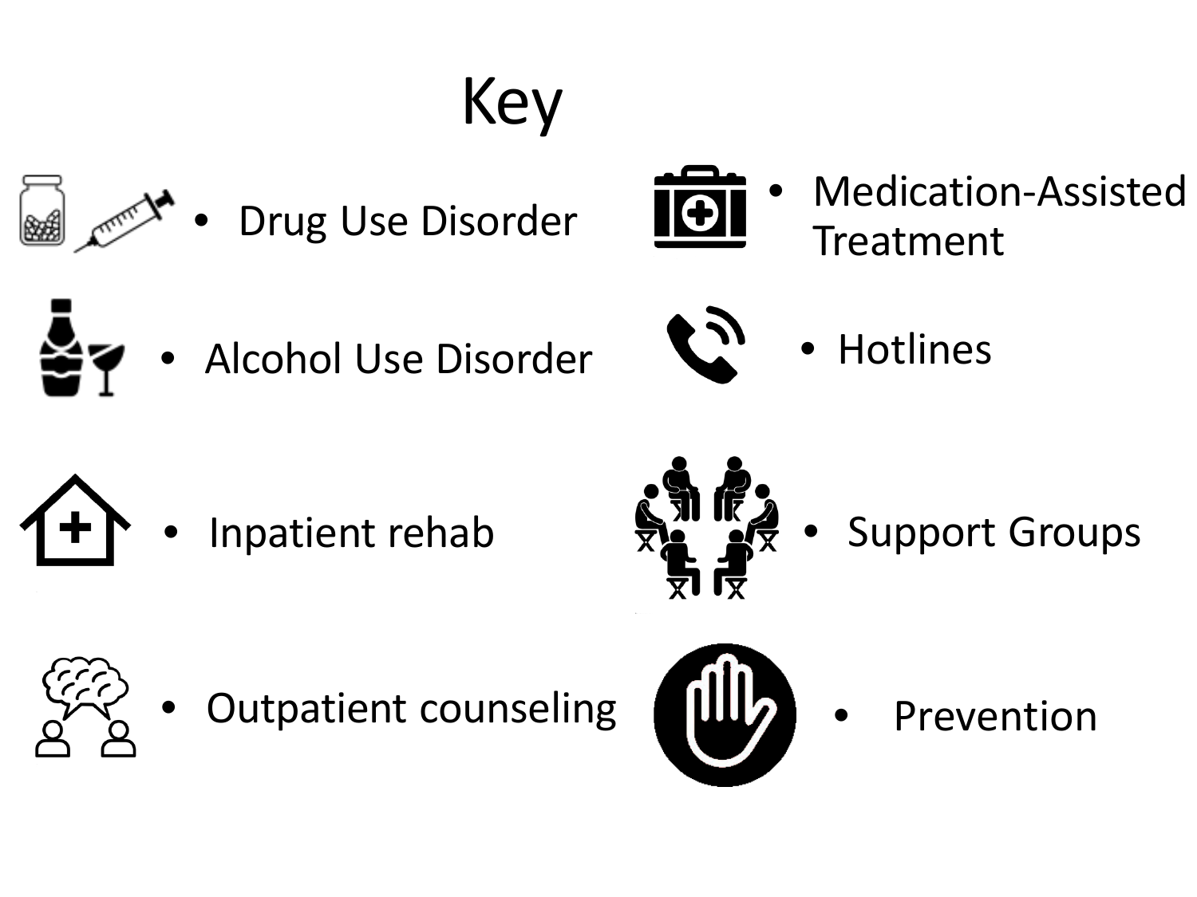# Key

- Drug Use Disorder
- Alcohol Use Disorder
- Inpatient rehab
- Outpatient counseling
- Medication-Assisted Treatment
- Hotlines
- Support Groups
- Prevention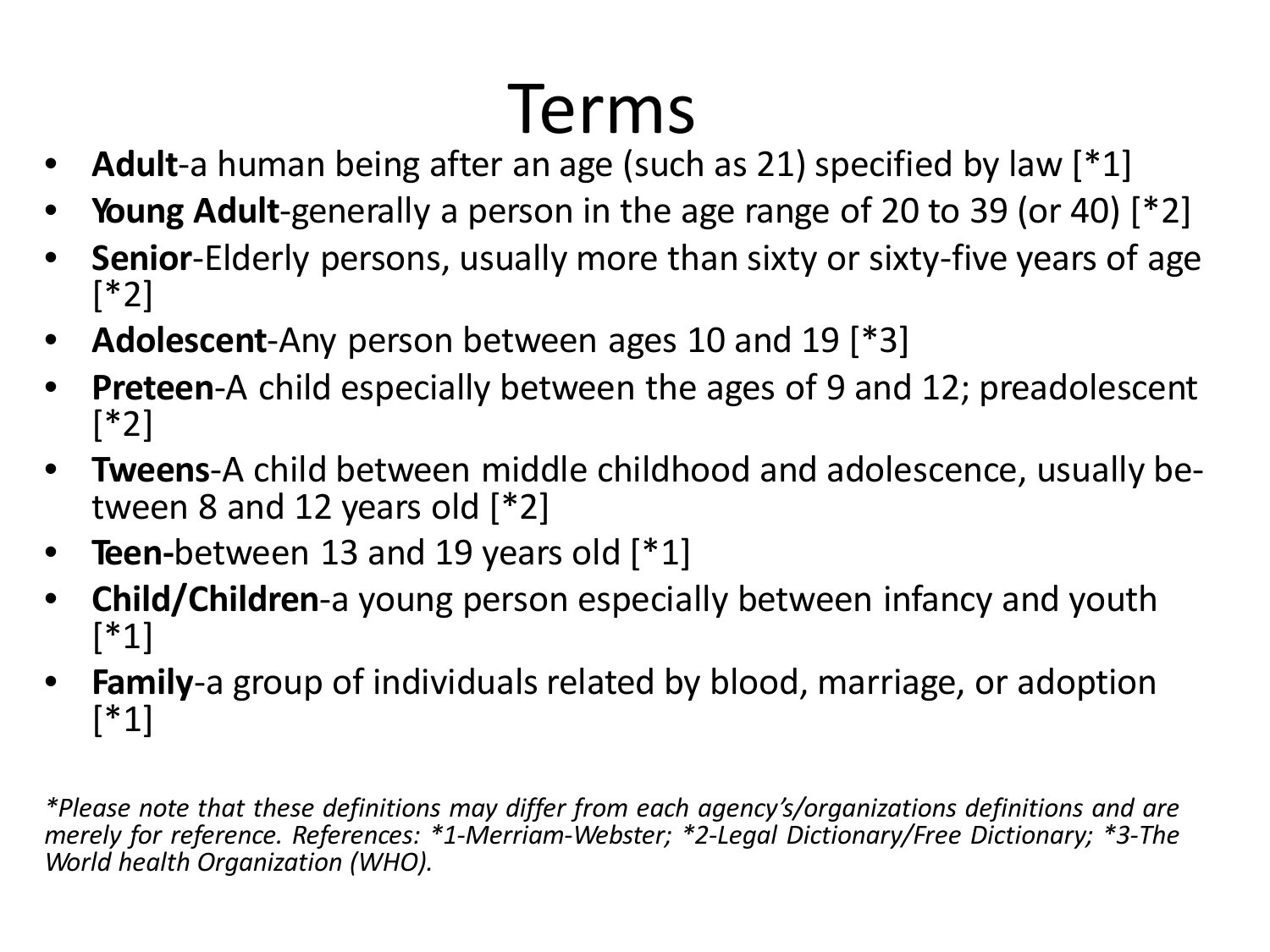# Terms

- **Adult**-a human being after an age (such as 21) specified by law [*1]
- **Young Adult**-generally a person in the age range of 20 to 39 (or 40) [*2]
- **Senior**-Elderly persons, usually more than sixty or sixty-five years of age [*2]
- **Adolescent**-Any person between ages 10 and 19 [*3]
- **Preteen**-A child especially between the ages of 9 and 12; preadolescent [*2]
- **Tweens**-A child between middle childhood and adolescence, usually between 8 and 12 years old [*2]
- **Teen-**between 13 and 19 years old [*1]
- **Child/Children**-a young person especially between infancy and youth [*1]
- **Family**-a group of individuals related by blood, marriage, or adoption [*1]

*\*Please note that these definitions may differ from each agency's/organizations definitions and are merely for reference. References: \*1-Merriam-Webster; \*2-Legal Dictionary/Free Dictionary; \*3-The World health Organization (WHO).*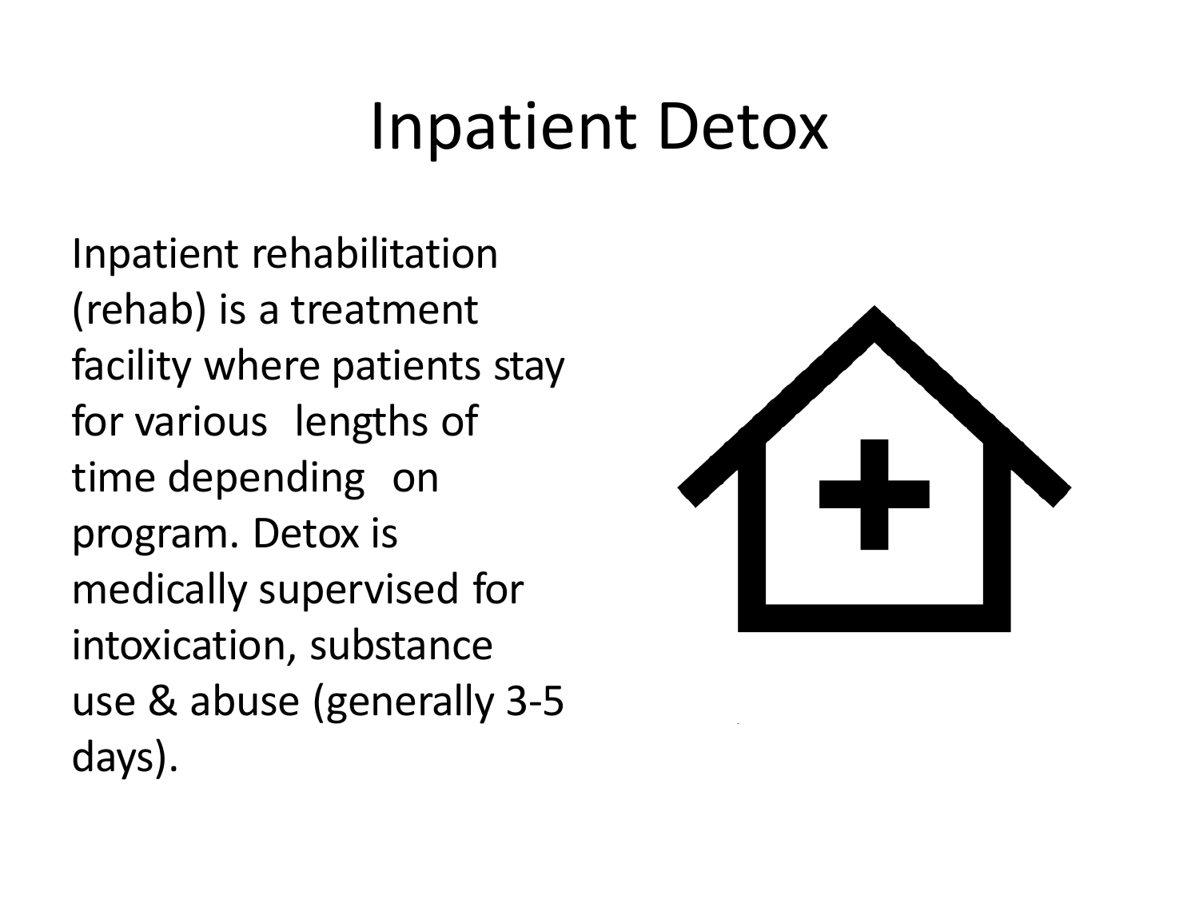# Inpatient Detox

Inpatient rehabilitation (rehab) is a treatment facility where patients stay for various lengths of time depending on program. Detox is medically supervised for intoxication, substance use & abuse (generally 3-5 days).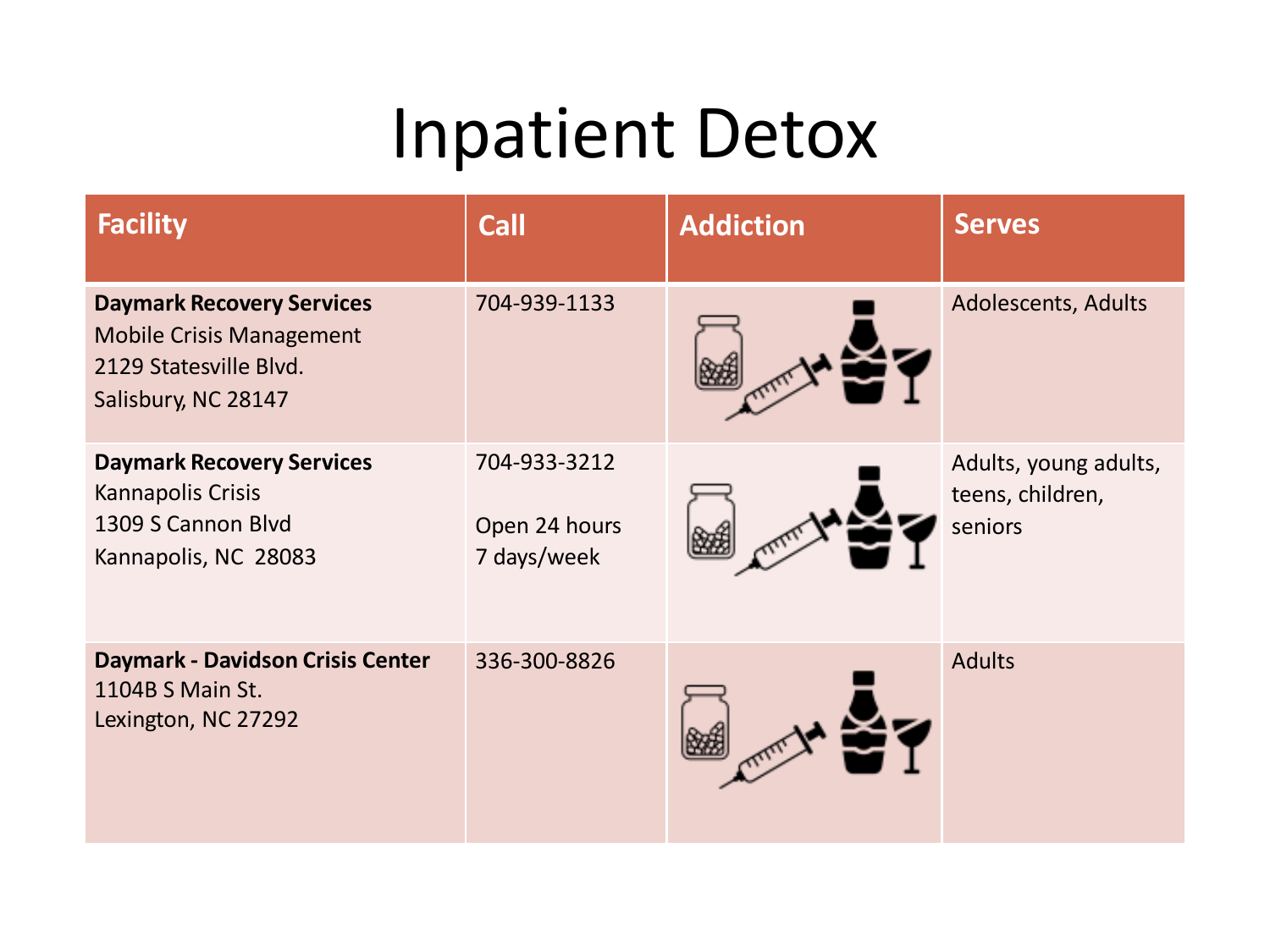# Inpatient Detox

| Facility | Call | Addiction | Serves |
|---|---|---|---|
| **Daymark Recovery Services**<br>Mobile Crisis Management<br>2129 Statesville Blvd.<br>Salisbury, NC 28147 | 704-939-1133 | | Adolescents, Adults |
| **Daymark Recovery Services**<br>Kannapolis Crisis<br>1309 S Cannon Blvd<br>Kannapolis, NC 28083 | 704-933-3212<br><br>Open 24 hours<br>7 days/week | | Adults, young adults, teens, children, seniors |
| **Daymark - Davidson Crisis Center**<br>1104B S Main St.<br>Lexington, NC 27292 | 336-300-8826 | | Adults |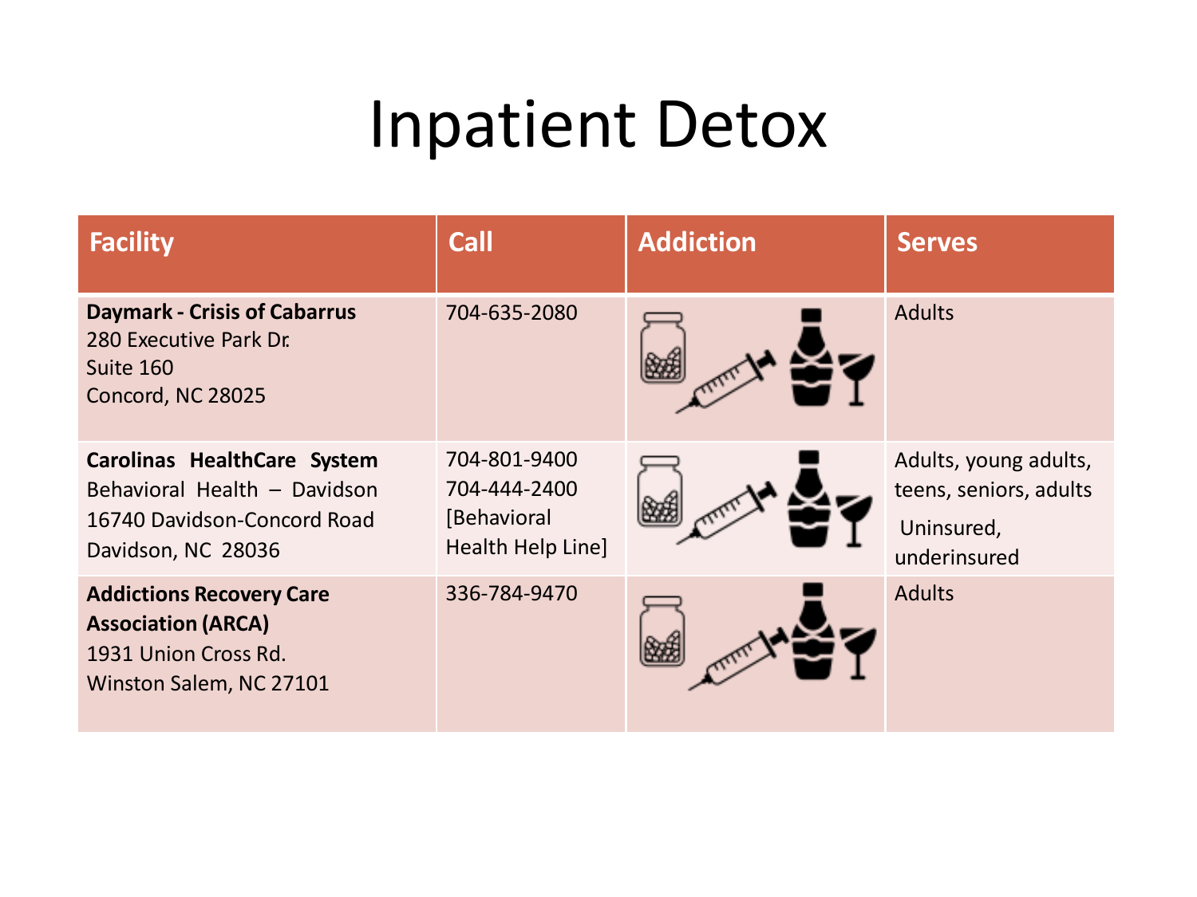# Inpatient Detox

| Facility | Call | Addiction | Serves |
|---|---|---|---|
| **Daymark - Crisis of Cabarrus**<br>280 Executive Park Dr.<br>Suite 160<br>Concord, NC 28025 | 704-635-2080 | | Adults |
| **Carolinas HealthCare System**<br>Behavioral Health – Davidson<br>16740 Davidson-Concord Road<br>Davidson, NC 28036 | 704-801-9400<br>704-444-2400<br>[Behavioral Health Help Line] | | Adults, young adults, teens, seniors, adults<br>Uninsured, underinsured |
| **Addictions Recovery Care Association (ARCA)**<br>1931 Union Cross Rd.<br>Winston Salem, NC 27101 | 336-784-9470 | | Adults |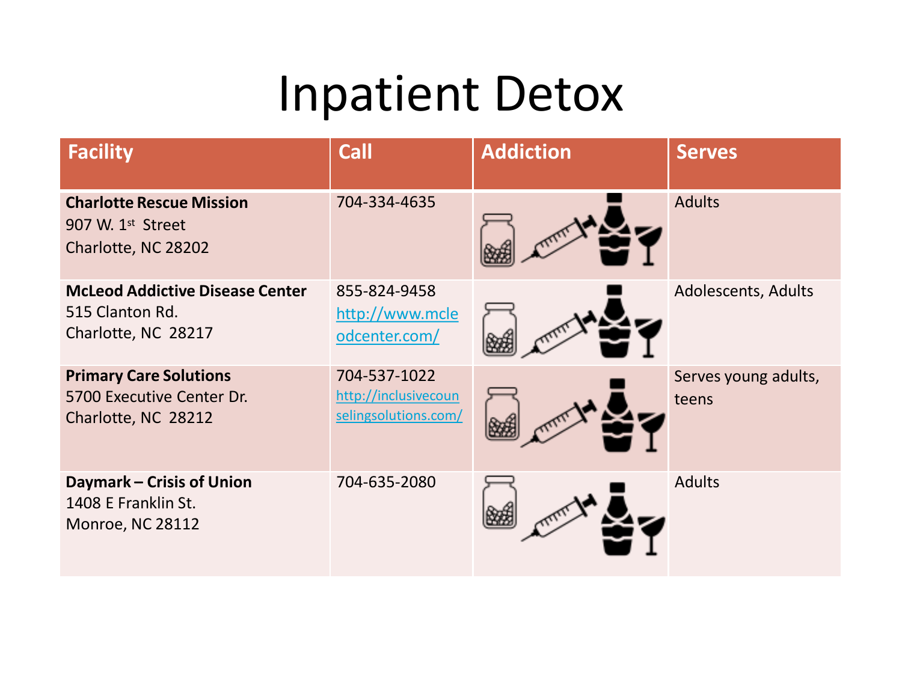# Inpatient Detox

| Facility | Call | Addiction | Serves |
|---|---|---|---|
| **Charlotte Rescue Mission**<br>907 W. 1st Street<br>Charlotte, NC 28202 | 704-334-4635 | | Adults |
| **McLeod Addictive Disease Center**<br>515 Clanton Rd.<br>Charlotte, NC 28217 | 855-824-9458<br>http://www.mcleodcenter.com/ | | Adolescents, Adults |
| **Primary Care Solutions**<br>5700 Executive Center Dr.<br>Charlotte, NC 28212 | 704-537-1022<br>http://inclusivecounselingsolutions.com/ | | Serves young adults, teens |
| **Daymark – Crisis of Union**<br>1408 E Franklin St.<br>Monroe, NC 28112 | 704-635-2080 | | Adults |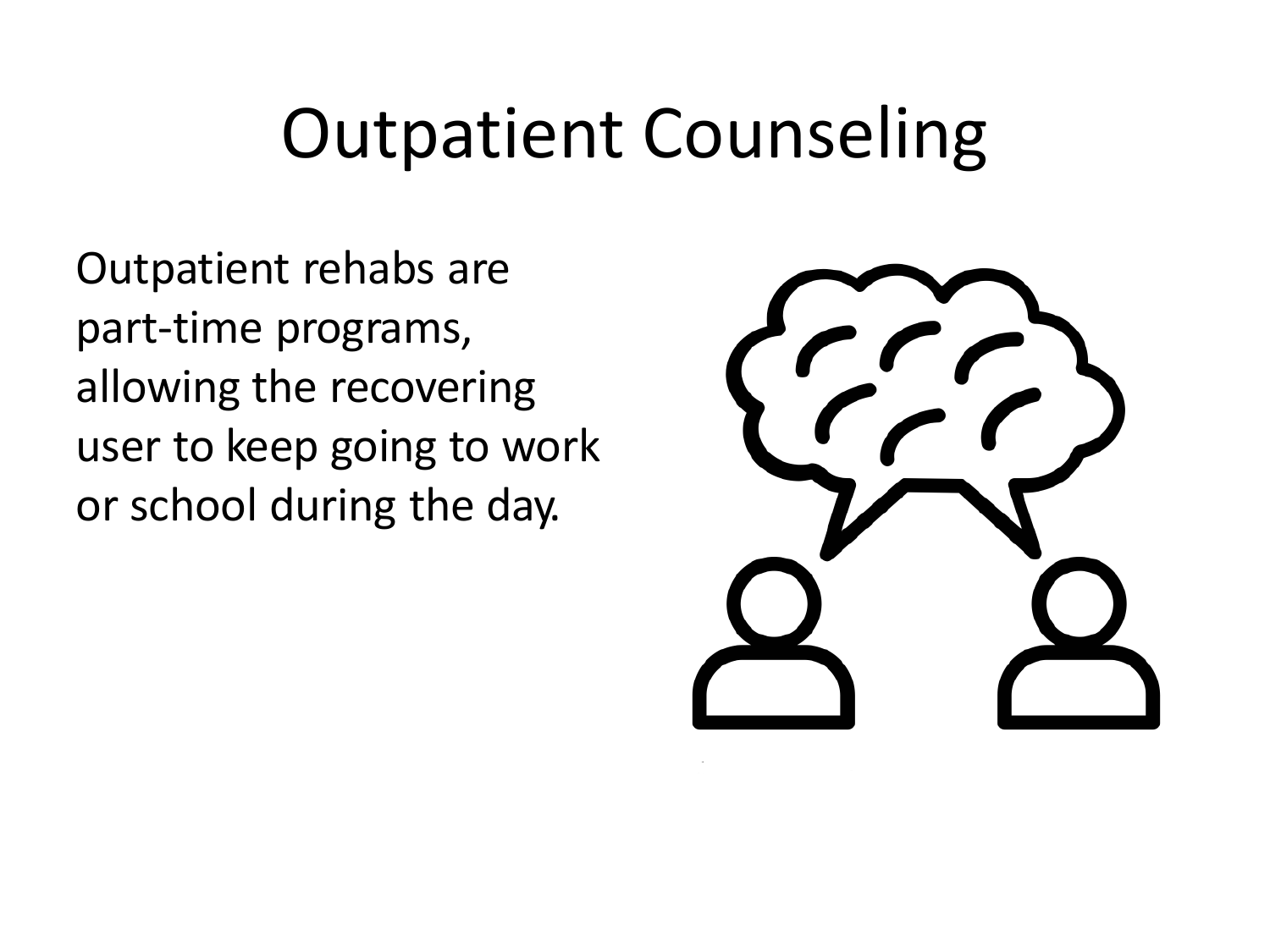# Outpatient Counseling

Outpatient rehabs are part-time programs, allowing the recovering user to keep going to work or school during the day.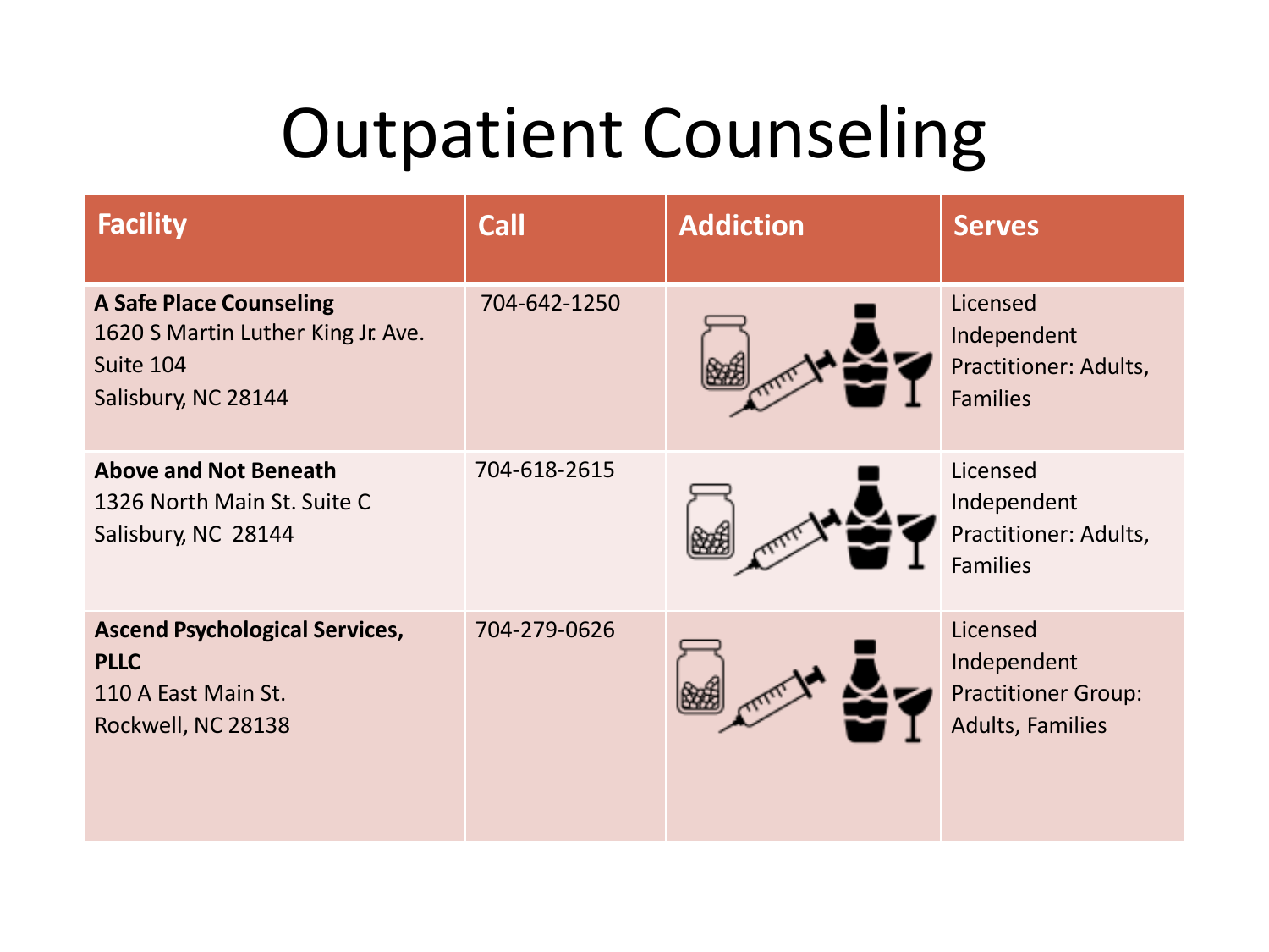# Outpatient Counseling

| Facility | Call | Addiction | Serves |
|---|---|---|---|
| **A Safe Place Counseling**<br>1620 S Martin Luther King Jr. Ave.<br>Suite 104<br>Salisbury, NC 28144 | 704-642-1250 | | Licensed Independent Practitioner: Adults, Families |
| **Above and Not Beneath**<br>1326 North Main St. Suite C<br>Salisbury, NC 28144 | 704-618-2615 | | Licensed Independent Practitioner: Adults, Families |
| **Ascend Psychological Services, PLLC**<br>110 A East Main St.<br>Rockwell, NC 28138 | 704-279-0626 | | Licensed Independent Practitioner Group: Adults, Families |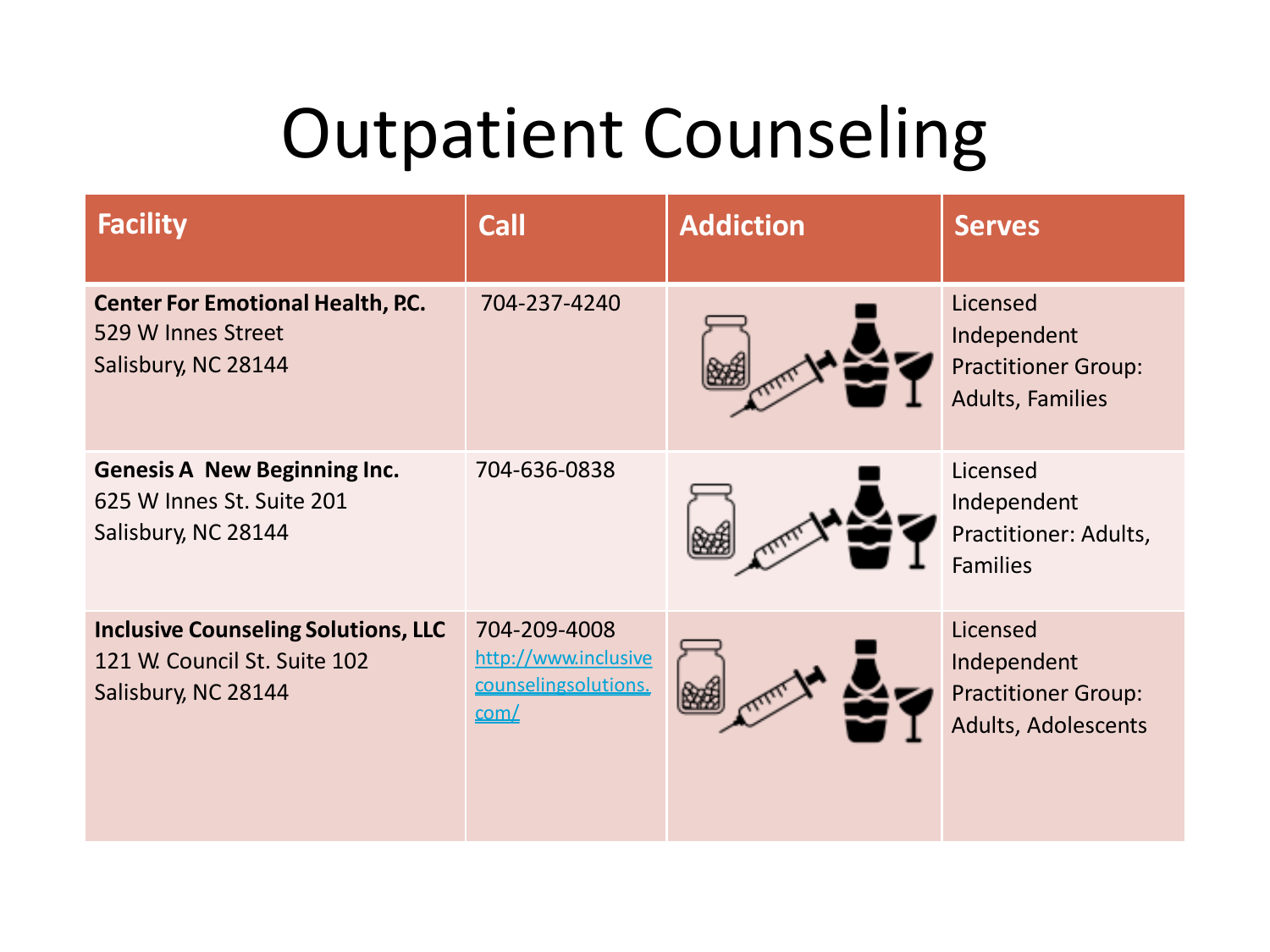# Outpatient Counseling

| Facility | Call | Addiction | Serves |
|---|---|---|---|
| **Center For Emotional Health, P.C.**<br>529 W Innes Street<br>Salisbury, NC 28144 | 704-237-4240 | | Licensed Independent Practitioner Group: Adults, Families |
| **Genesis A New Beginning Inc.**<br>625 W Innes St. Suite 201<br>Salisbury, NC 28144 | 704-636-0838 | | Licensed Independent Practitioner: Adults, Families |
| **Inclusive Counseling Solutions, LLC**<br>121 W. Council St. Suite 102<br>Salisbury, NC 28144 | 704-209-4008<br>http://www.inclusivecounselingsolutions.com/ | | Licensed Independent Practitioner Group: Adults, Adolescents |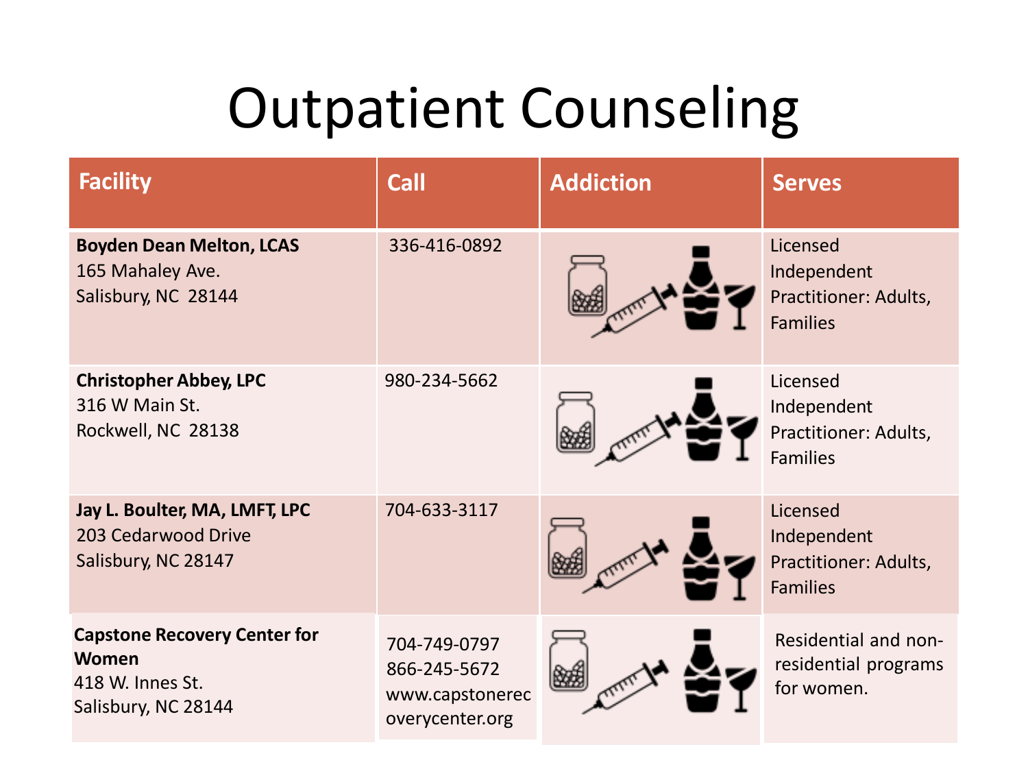# Outpatient Counseling

| Facility | Call | Addiction | Serves |
|---|---|---|---|
| **Boyden Dean Melton, LCAS**<br>165 Mahaley Ave.<br>Salisbury, NC 28144 | 336-416-0892 | | Licensed Independent Practitioner: Adults, Families |
| **Christopher Abbey, LPC**<br>316 W Main St.<br>Rockwell, NC 28138 | 980-234-5662 | | Licensed Independent Practitioner: Adults, Families |
| **Jay L. Boulter, MA, LMFT, LPC**<br>203 Cedarwood Drive<br>Salisbury, NC 28147 | 704-633-3117 | | Licensed Independent Practitioner: Adults, Families |
| **Capstone Recovery Center for Women**<br>418 W. Innes St.<br>Salisbury, NC 28144 | 704-749-0797<br>866-245-5672<br>www.capstonerecoverycenter.org | | Residential and non-residential programs for women. |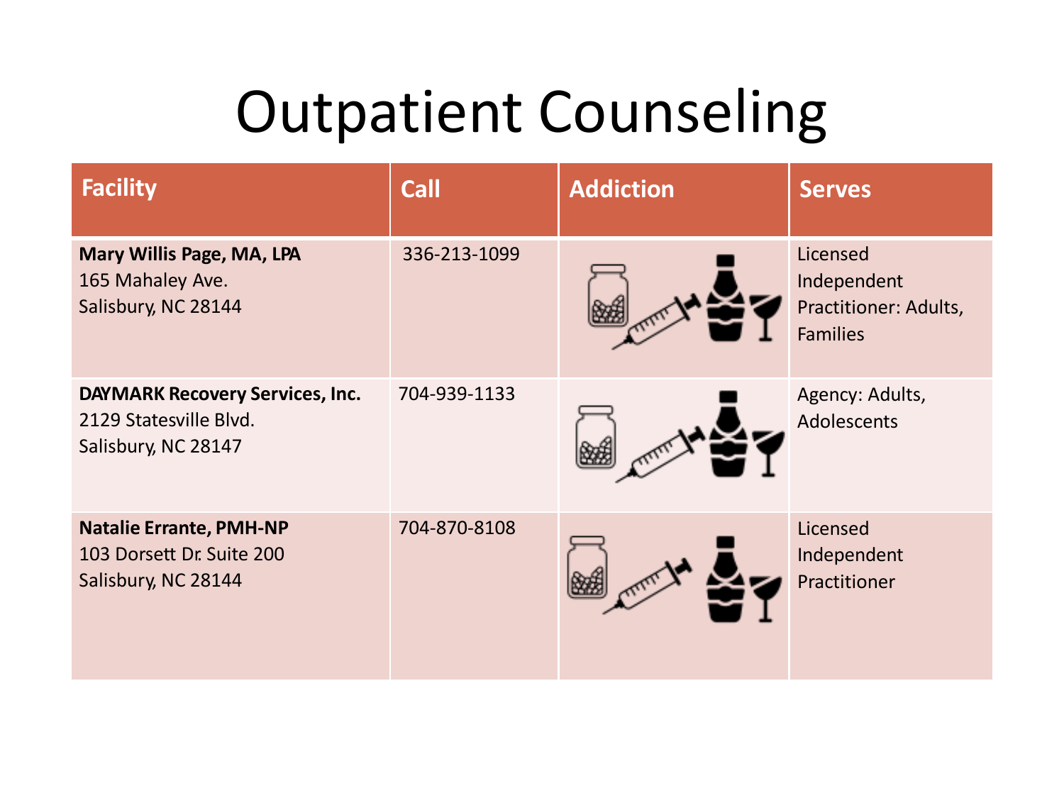# Outpatient Counseling

| Facility | Call | Addiction | Serves |
|---|---|---|---|
| **Mary Willis Page, MA, LPA**<br>165 Mahaley Ave.<br>Salisbury, NC 28144 | 336-213-1099 | | Licensed Independent Practitioner: Adults, Families |
| **DAYMARK Recovery Services, Inc.**<br>2129 Statesville Blvd.<br>Salisbury, NC 28147 | 704-939-1133 | | Agency: Adults, Adolescents |
| **Natalie Errante, PMH-NP**<br>103 Dorsett Dr. Suite 200<br>Salisbury, NC 28144 | 704-870-8108 | | Licensed Independent Practitioner |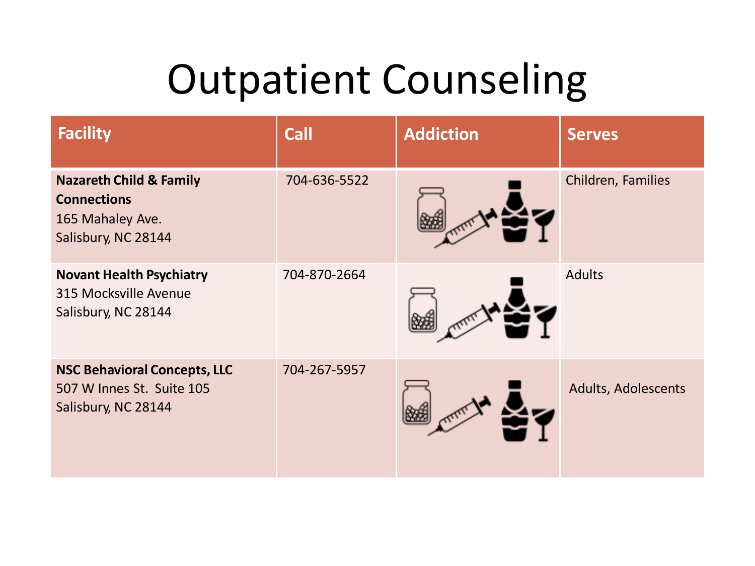# Outpatient Counseling

| Facility | Call | Addiction | Serves |
| --- | --- | --- | --- |
| **Nazareth Child & Family Connections**<br>165 Mahaley Ave.<br>Salisbury, NC 28144 | 704-636-5522 | | Children, Families |
| **Novant Health Psychiatry**<br>315 Mocksville Avenue<br>Salisbury, NC 28144 | 704-870-2664 | | Adults |
| **NSC Behavioral Concepts, LLC**<br>507 W Innes St. Suite 105<br>Salisbury, NC 28144 | 704-267-5957 | | Adults, Adolescents |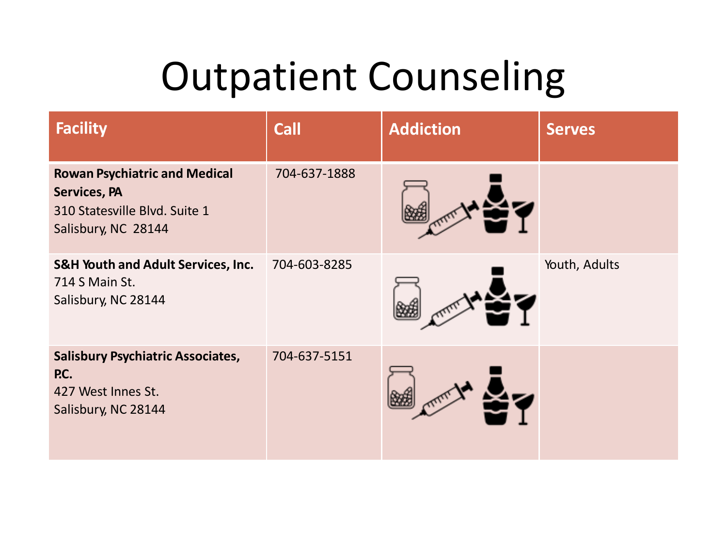# Outpatient Counseling

| Facility | Call | Addiction | Serves |
|---|---|---|---|
| **Rowan Psychiatric and Medical Services, PA**<br>310 Statesville Blvd. Suite 1<br>Salisbury, NC 28144 | 704-637-1888 | | |
| **S&H Youth and Adult Services, Inc.**<br>714 S Main St.<br>Salisbury, NC 28144 | 704-603-8285 | | Youth, Adults |
| **Salisbury Psychiatric Associates, P.C.**<br>427 West Innes St.<br>Salisbury, NC 28144 | 704-637-5151 | | |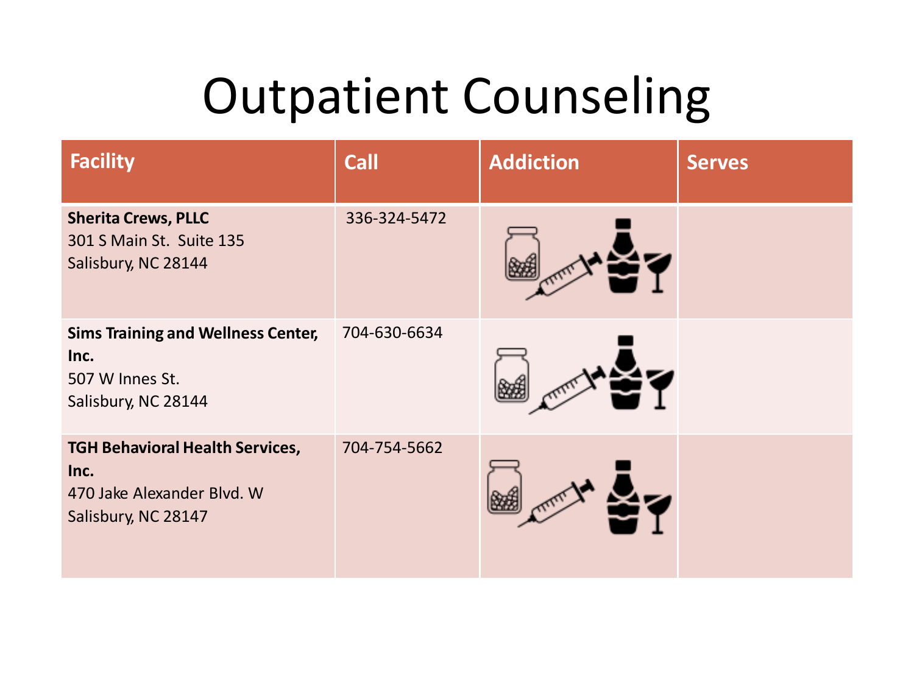# Outpatient Counseling

| Facility | Call | Addiction | Serves |
|---|---|---|---|
| **Sherita Crews, PLLC**<br>301 S Main St.  Suite 135<br>Salisbury, NC 28144 | 336-324-5472 | | |
| **Sims Training and Wellness Center, Inc.**<br>507 W Innes St.<br>Salisbury, NC 28144 | 704-630-6634 | | |
| **TGH Behavioral Health Services, Inc.**<br>470 Jake Alexander Blvd. W<br>Salisbury, NC 28147 | 704-754-5662 | | |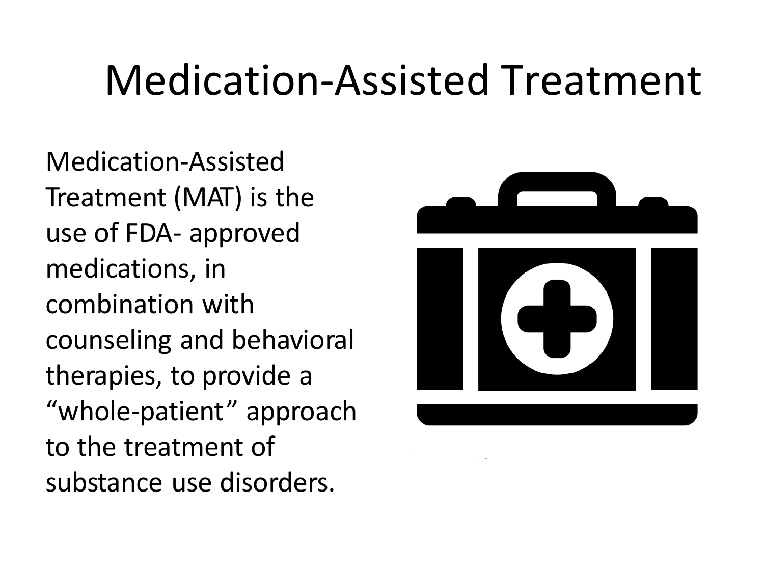# Medication-Assisted Treatment

Medication-Assisted Treatment (MAT) is the use of FDA- approved medications, in combination with counseling and behavioral therapies, to provide a "whole-patient" approach to the treatment of substance use disorders.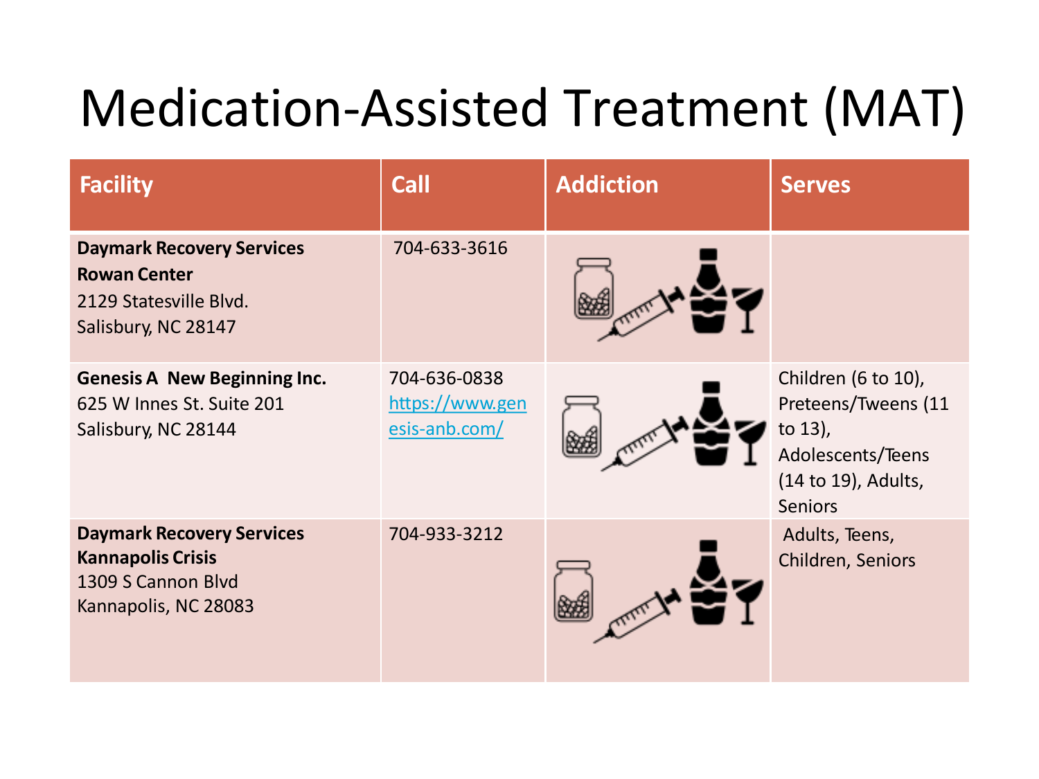# Medication-Assisted Treatment (MAT)

| Facility | Call | Addiction | Serves |
|---|---|---|---|
| **Daymark Recovery Services Rowan Center**<br>2129 Statesville Blvd.<br>Salisbury, NC 28147 | 704-633-3616 | | |
| **Genesis A New Beginning Inc.**<br>625 W Innes St. Suite 201<br>Salisbury, NC 28144 | 704-636-0838<br>https://www.genesis-anb.com/ | | Children (6 to 10), Preteens/Tweens (11 to 13), Adolescents/Teens (14 to 19), Adults, Seniors |
| **Daymark Recovery Services Kannapolis Crisis**<br>1309 S Cannon Blvd<br>Kannapolis, NC 28083 | 704-933-3212 | | Adults, Teens, Children, Seniors |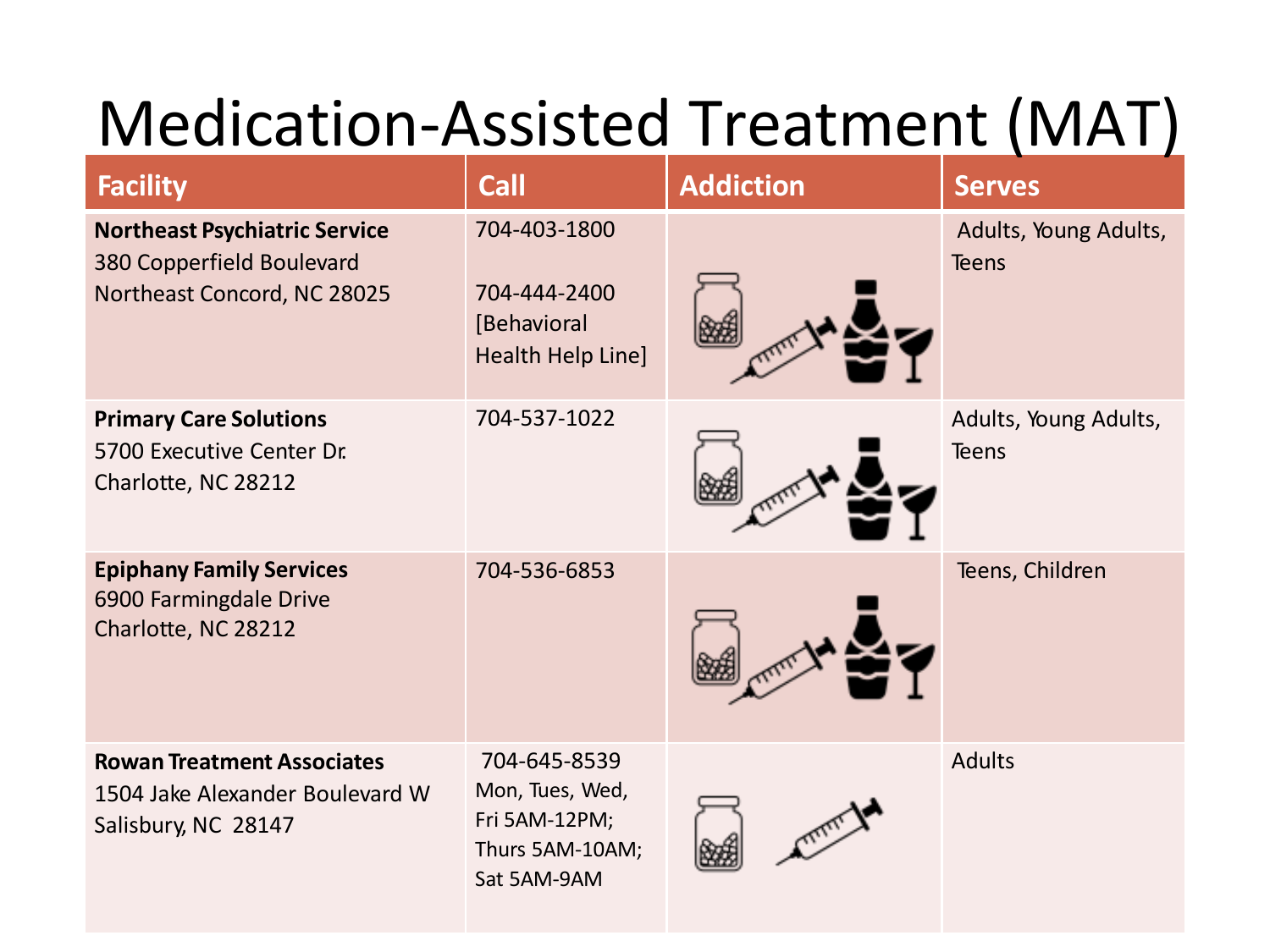# Medication-Assisted Treatment (MAT)

| Facility | Call | Addiction | Serves |
| --- | --- | --- | --- |
| **Northeast Psychiatric Service**<br>380 Copperfield Boulevard<br>Northeast Concord, NC 28025 | 704-403-1800<br><br>704-444-2400 [Behavioral Health Help Line] | | Adults, Young Adults, Teens |
| **Primary Care Solutions**<br>5700 Executive Center Dr.<br>Charlotte, NC 28212 | 704-537-1022 | | Adults, Young Adults, Teens |
| **Epiphany Family Services**<br>6900 Farmingdale Drive<br>Charlotte, NC 28212 | 704-536-6853 | | Teens, Children |
| **Rowan Treatment Associates**<br>1504 Jake Alexander Boulevard W<br>Salisbury, NC 28147 | 704-645-8539<br>Mon, Tues, Wed, Fri 5AM-12PM;<br>Thurs 5AM-10AM;<br>Sat 5AM-9AM | | Adults |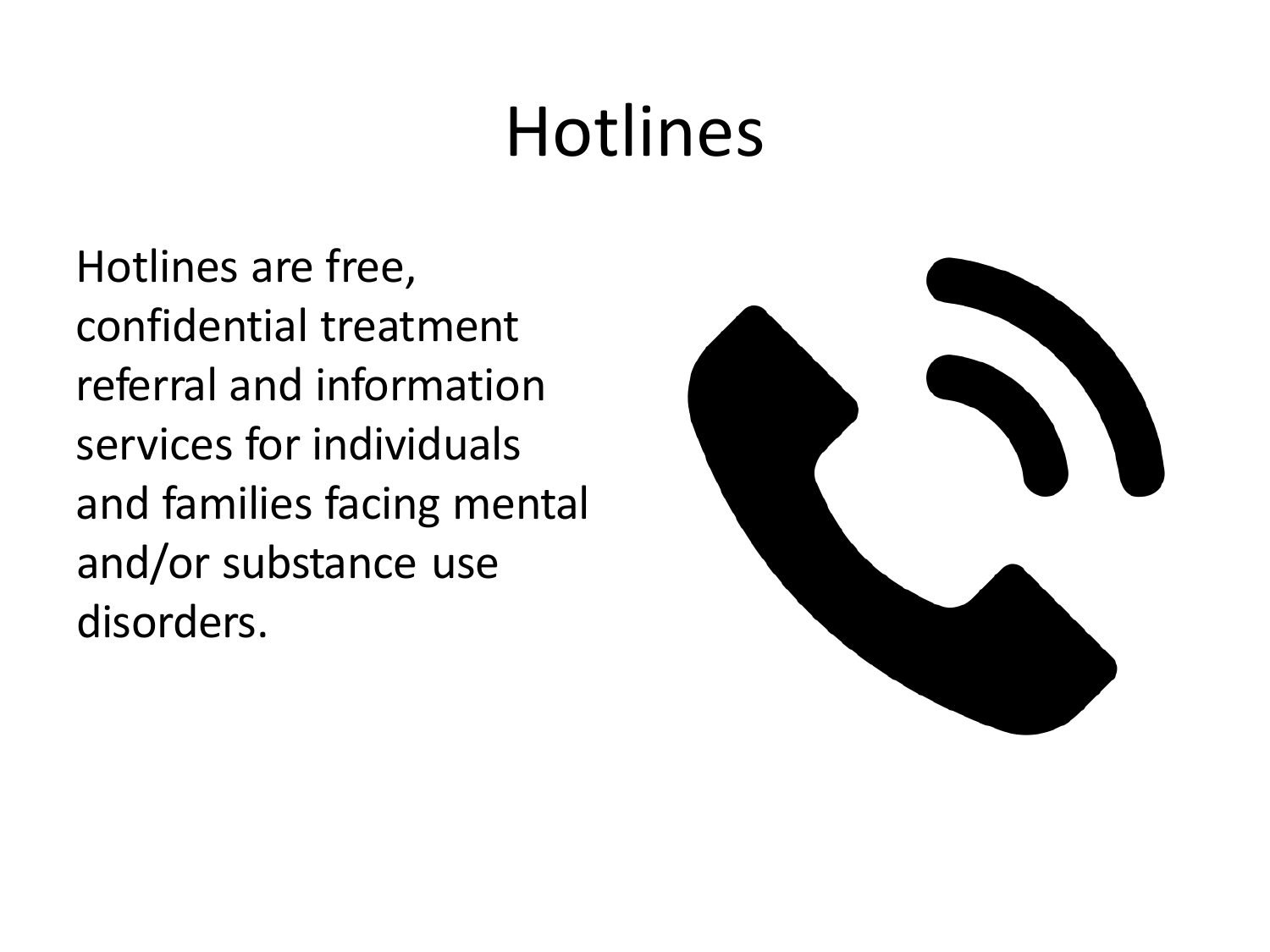# Hotlines

Hotlines are free, confidential treatment referral and information services for individuals and families facing mental and/or substance use disorders.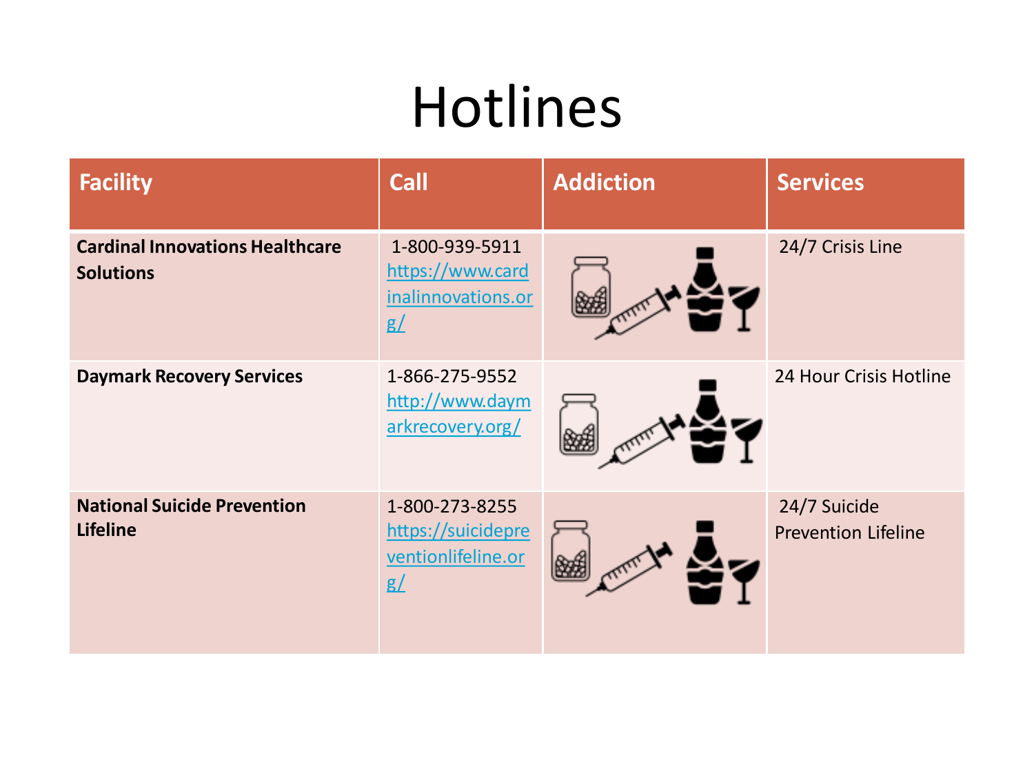# Hotlines

| Facility | Call | Addiction | Services |
| --- | --- | --- | --- |
| **Cardinal Innovations Healthcare Solutions** | 1-800-939-5911 https://www.cardinalinnovations.org/ | | 24/7 Crisis Line |
| **Daymark Recovery Services** | 1-866-275-9552 http://www.daymarkrecovery.org/ | | 24 Hour Crisis Hotline |
| **National Suicide Prevention Lifeline** | 1-800-273-8255 https://suicidepreventionlifeline.org/ | | 24/7 Suicide Prevention Lifeline |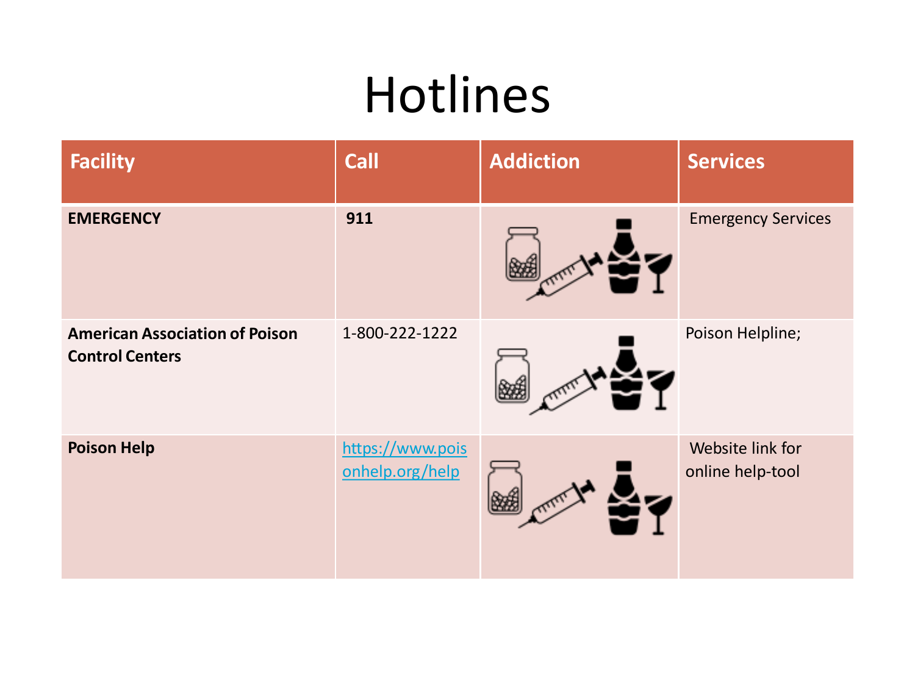# Hotlines

| Facility | Call | Addiction | Services |
|---|---|---|---|
| **EMERGENCY** | **911** | | Emergency Services |
| **American Association of Poison Control Centers** | 1-800-222-1222 | | Poison Helpline; |
| **Poison Help** | https://www.poisonhelp.org/help | | Website link for online help-tool |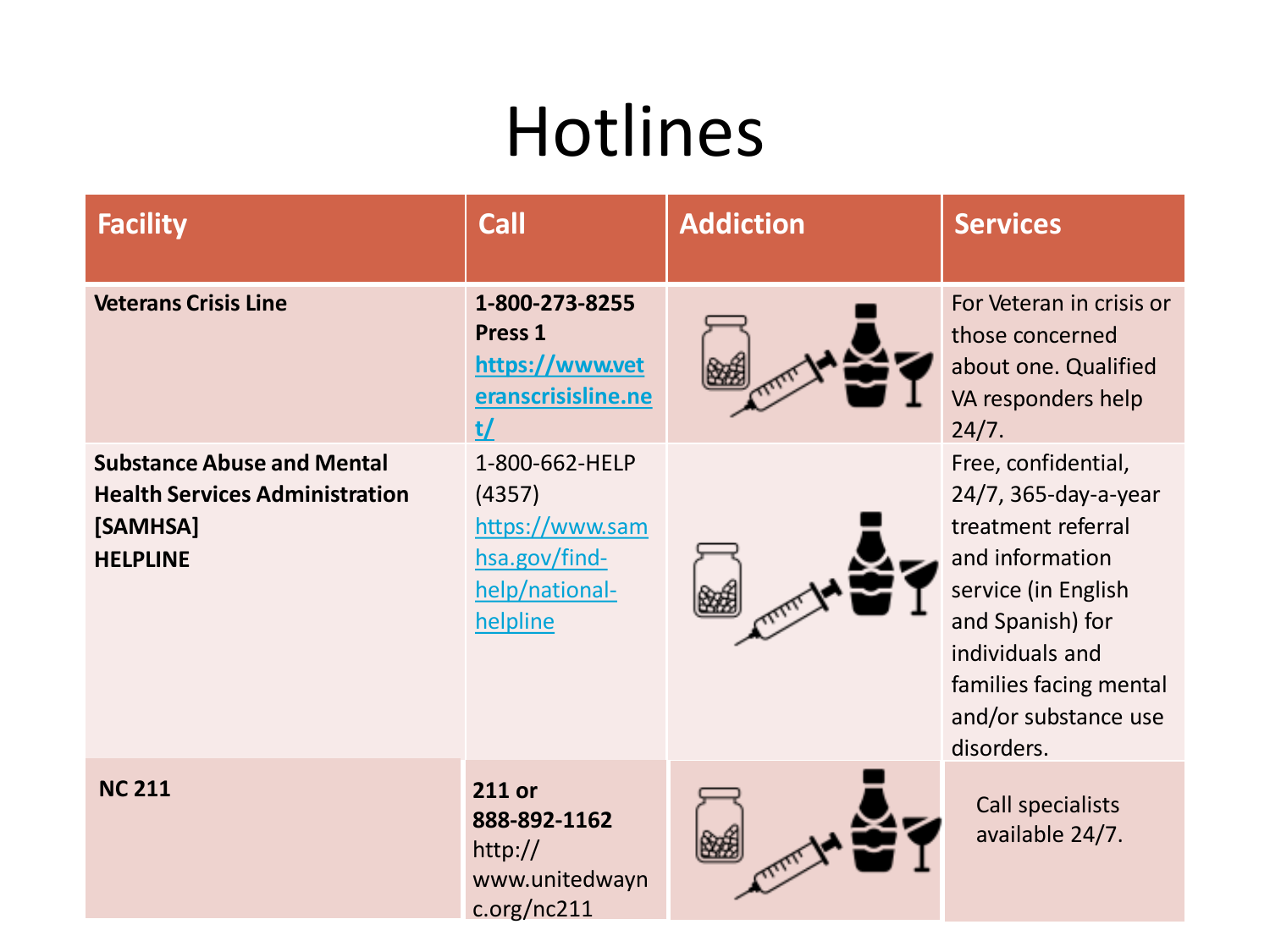# Hotlines

| Facility | Call | Addiction | Services |
|---|---|---|---|
| **Veterans Crisis Line** | **1-800-273-8255 Press 1** **https://www.veteranscrisisline.net/** | | For Veteran in crisis or those concerned about one. Qualified VA responders help 24/7. |
| **Substance Abuse and Mental Health Services Administration [SAMHSA] HELPLINE** | 1-800-662-HELP (4357) https://www.samhsa.gov/find-help/national-helpline | | Free, confidential, 24/7, 365-day-a-year treatment referral and information service (in English and Spanish) for individuals and families facing mental and/or substance use disorders. |
| **NC 211** | **211 or 888-892-1162** http://www.unitedwaync.org/nc211 | | Call specialists available 24/7. |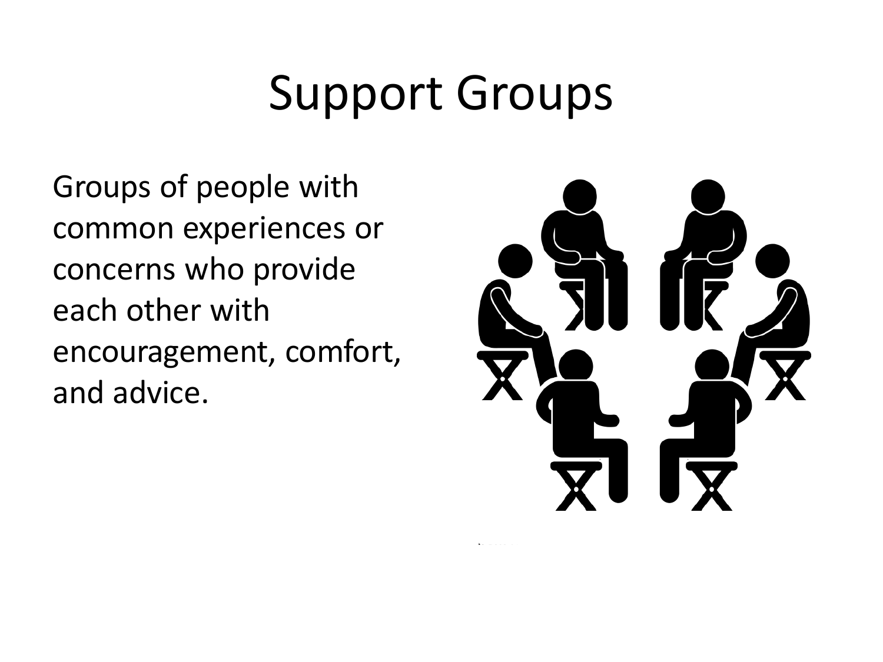# Support Groups

Groups of people with common experiences or concerns who provide each other with encouragement, comfort, and advice.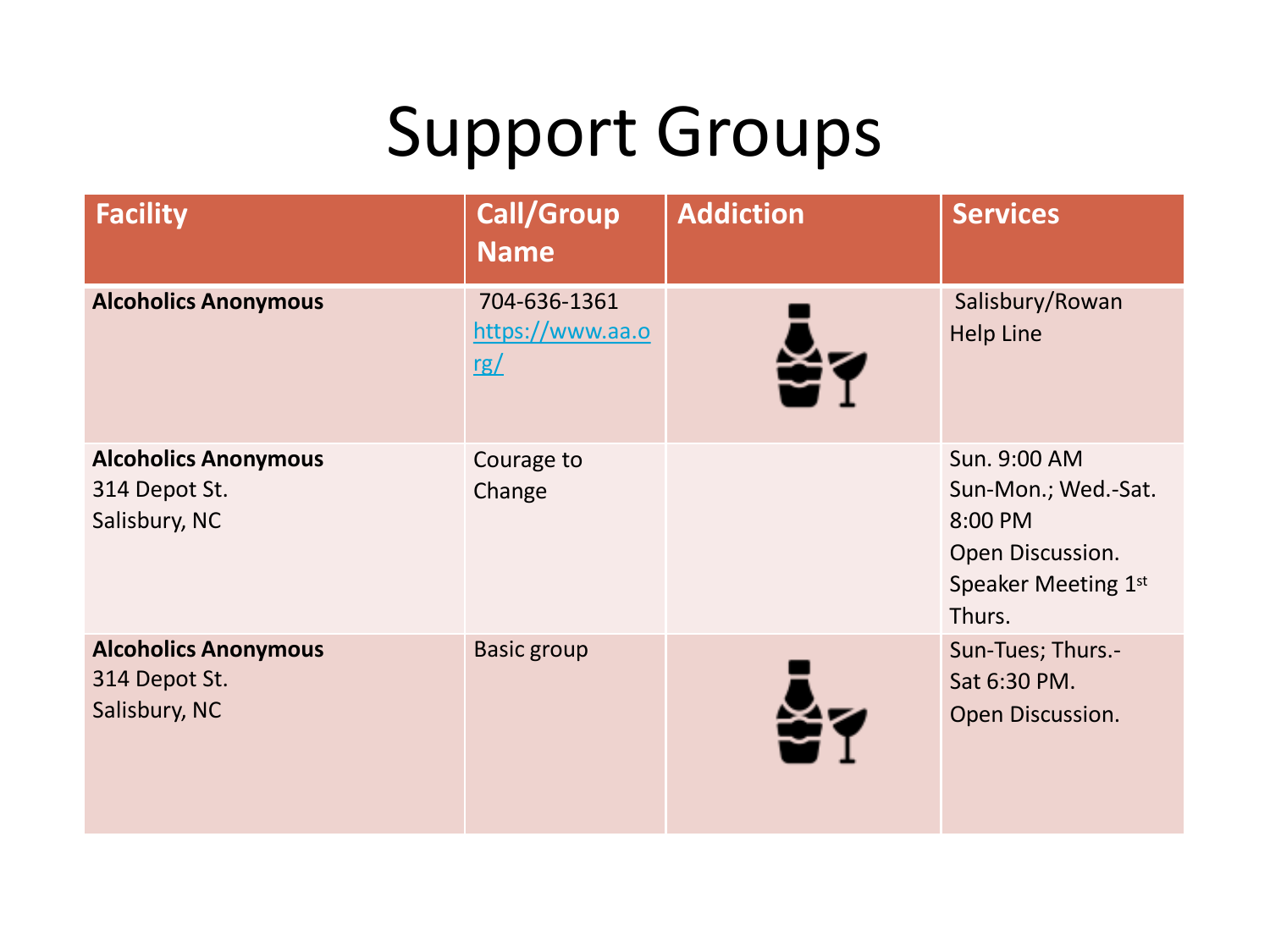# Support Groups

| Facility | Call/Group Name | Addiction | Services |
|---|---|---|---|
| **Alcoholics Anonymous** | 704-636-1361 https://www.aa.org/ | | Salisbury/Rowan Help Line |
| **Alcoholics Anonymous** 314 Depot St. Salisbury, NC | Courage to Change | | Sun. 9:00 AM Sun-Mon.; Wed.-Sat. 8:00 PM Open Discussion. Speaker Meeting 1st Thurs. |
| **Alcoholics Anonymous** 314 Depot St. Salisbury, NC | Basic group | | Sun-Tues; Thurs.-Sat 6:30 PM. Open Discussion. |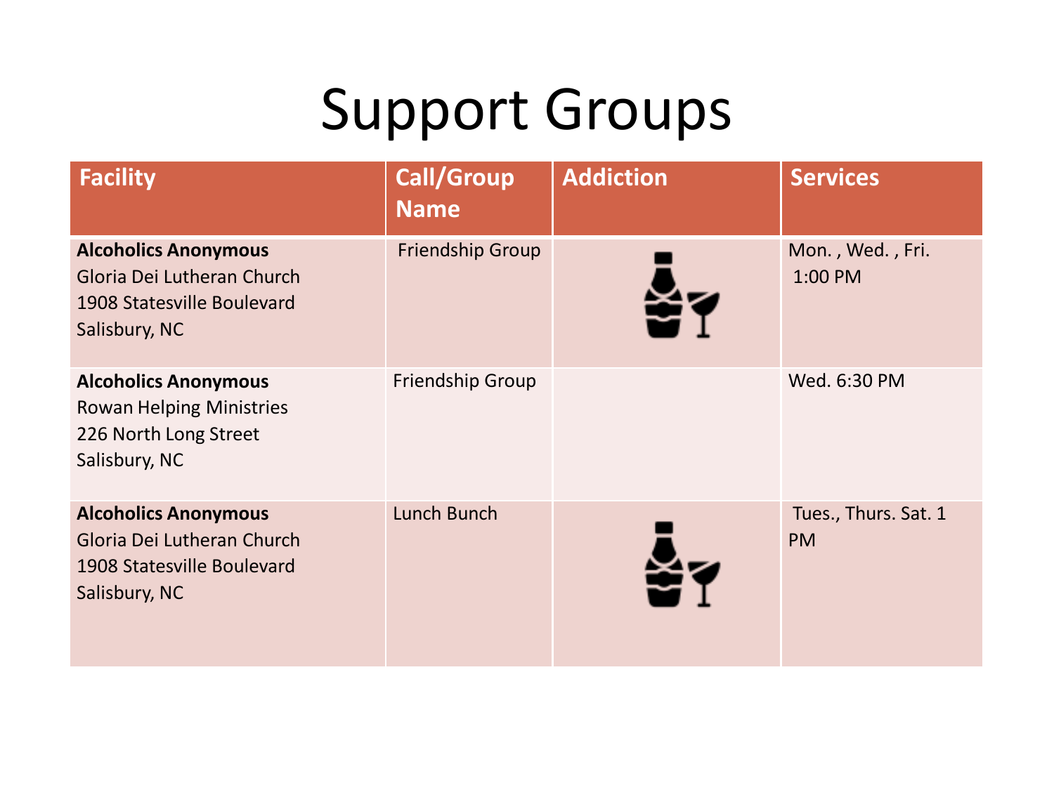# Support Groups

| Facility | Call/Group Name | Addiction | Services |
|---|---|---|---|
| **Alcoholics Anonymous**<br>Gloria Dei Lutheran Church<br>1908 Statesville Boulevard<br>Salisbury, NC | Friendship Group | | Mon. , Wed. , Fri. 1:00 PM |
| **Alcoholics Anonymous**<br>Rowan Helping Ministries<br>226 North Long Street<br>Salisbury, NC | Friendship Group | | Wed. 6:30 PM |
| **Alcoholics Anonymous**<br>Gloria Dei Lutheran Church<br>1908 Statesville Boulevard<br>Salisbury, NC | Lunch Bunch | | Tues., Thurs. Sat. 1 PM |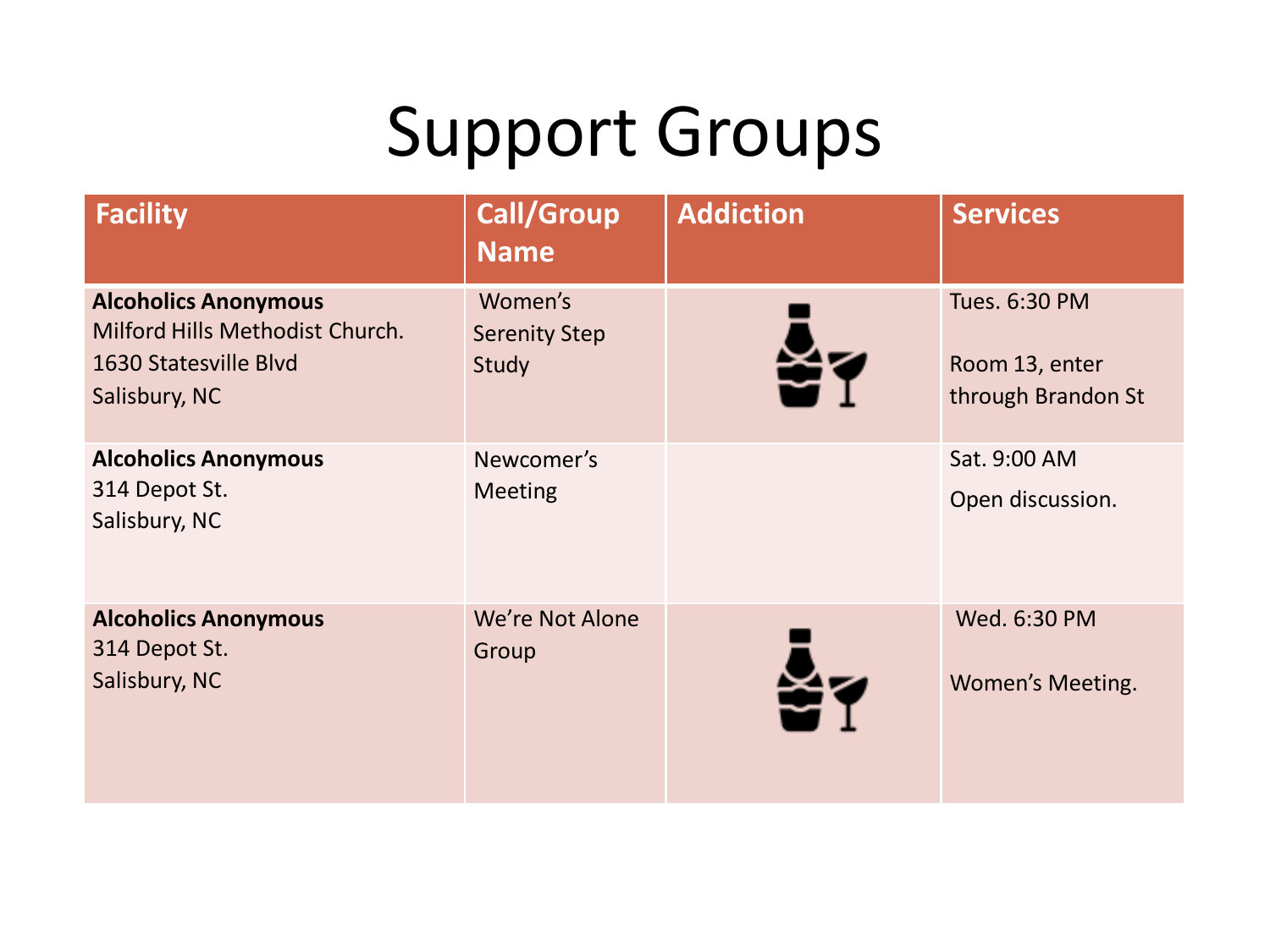# Support Groups

| Facility | Call/Group Name | Addiction | Services |
|---|---|---|---|
| **Alcoholics Anonymous** Milford Hills Methodist Church. 1630 Statesville Blvd Salisbury, NC | Women's Serenity Step Study | | Tues. 6:30 PM Room 13, enter through Brandon St |
| **Alcoholics Anonymous** 314 Depot St. Salisbury, NC | Newcomer's Meeting | | Sat. 9:00 AM Open discussion. |
| **Alcoholics Anonymous** 314 Depot St. Salisbury, NC | We're Not Alone Group | | Wed. 6:30 PM Women's Meeting. |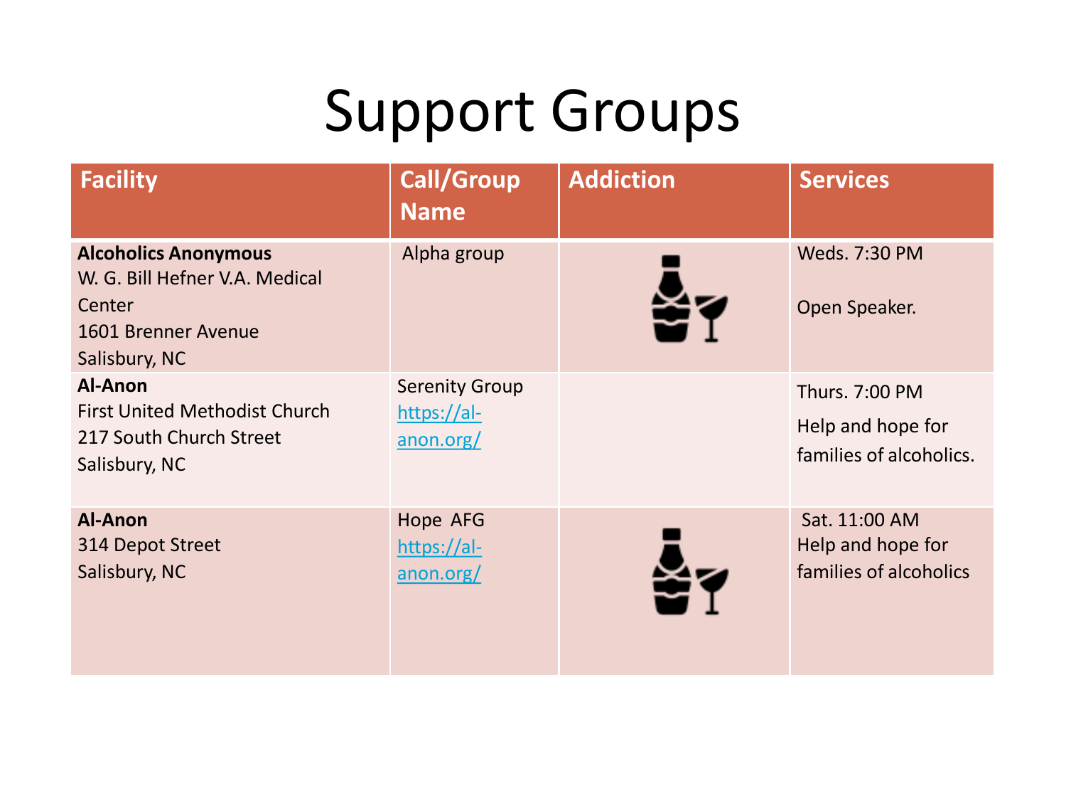# Support Groups

| Facility | Call/Group Name | Addiction | Services |
|---|---|---|---|
| **Alcoholics Anonymous**<br>W. G. Bill Hefner V.A. Medical Center<br>1601 Brenner Avenue<br>Salisbury, NC | Alpha group | | Weds. 7:30 PM<br><br>Open Speaker. |
| **Al-Anon**<br>First United Methodist Church<br>217 South Church Street<br>Salisbury, NC | Serenity Group<br>[https://al-anon.org/](https://al-anon.org/) | | Thurs. 7:00 PM<br>Help and hope for families of alcoholics. |
| **Al-Anon**<br>314 Depot Street<br>Salisbury, NC | Hope AFG<br>[https://al-anon.org/](https://al-anon.org/) | | Sat. 11:00 AM<br>Help and hope for families of alcoholics |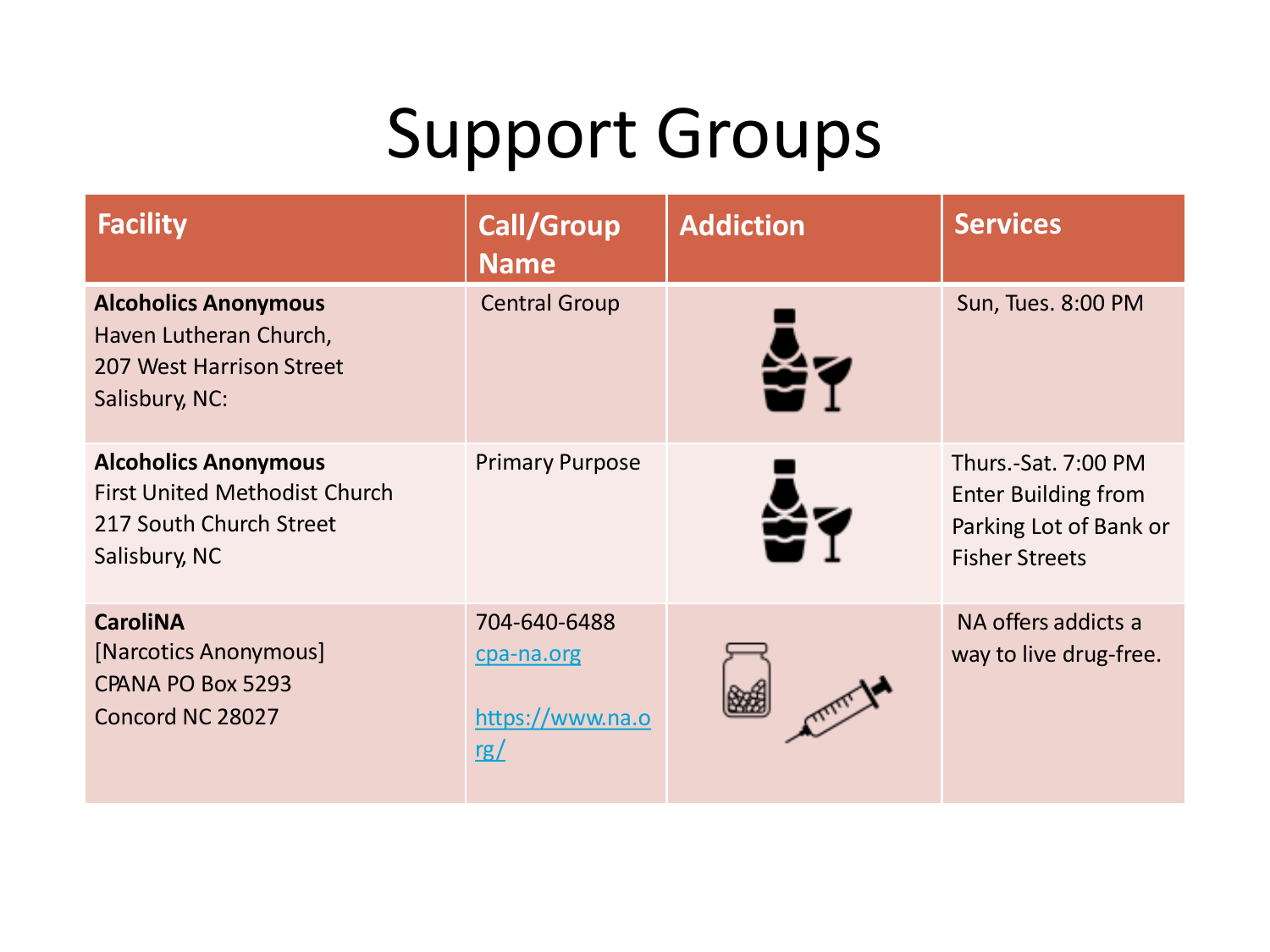# Support Groups

| Facility | Call/Group Name | Addiction | Services |
|---|---|---|---|
| **Alcoholics Anonymous** Haven Lutheran Church, 207 West Harrison Street Salisbury, NC: | Central Group | | Sun, Tues. 8:00 PM |
| **Alcoholics Anonymous** First United Methodist Church 217 South Church Street Salisbury, NC | Primary Purpose | | Thurs.-Sat. 7:00 PM Enter Building from Parking Lot of Bank or Fisher Streets |
| **CaroliNA** [Narcotics Anonymous] CPANA PO Box 5293 Concord NC 28027 | 704-640-6488 cpa-na.org https://www.na.org/ | | NA offers addicts a way to live drug-free. |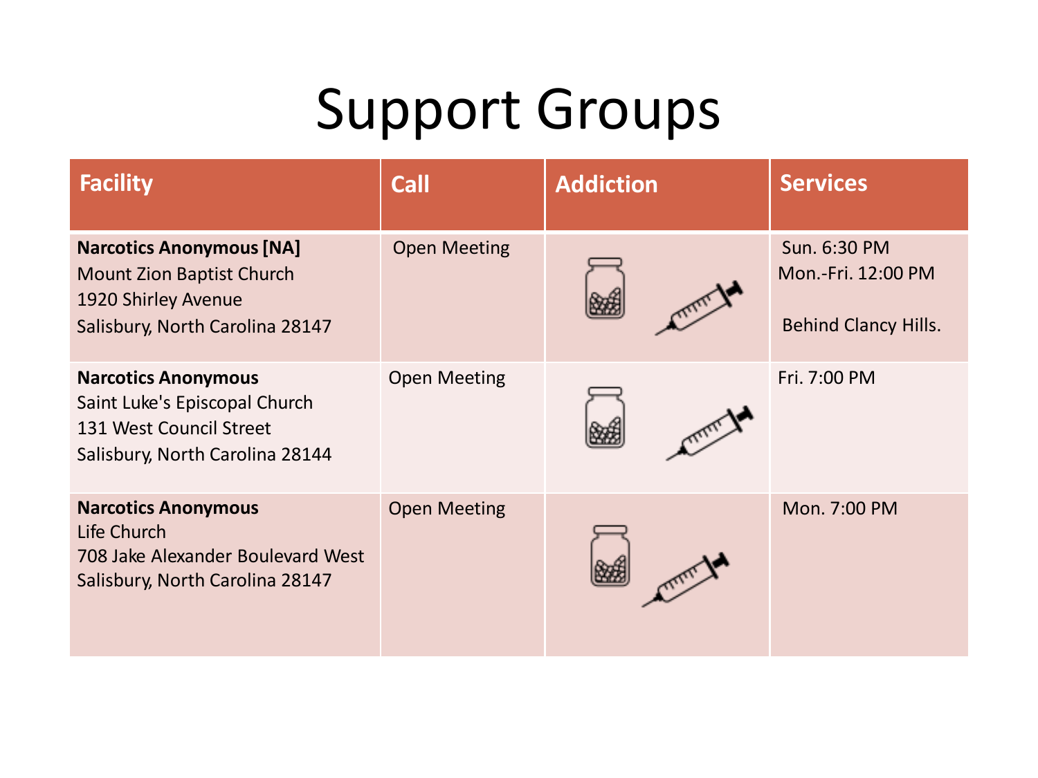# Support Groups

| Facility | Call | Addiction | Services |
| --- | --- | --- | --- |
| **Narcotics Anonymous [NA]**<br>Mount Zion Baptist Church<br>1920 Shirley Avenue<br>Salisbury, North Carolina 28147 | Open Meeting | | Sun. 6:30 PM<br>Mon.-Fri. 12:00 PM<br><br>Behind Clancy Hills. |
| **Narcotics Anonymous**<br>Saint Luke's Episcopal Church<br>131 West Council Street<br>Salisbury, North Carolina 28144 | Open Meeting | | Fri. 7:00 PM |
| **Narcotics Anonymous**<br>Life Church<br>708 Jake Alexander Boulevard West<br>Salisbury, North Carolina 28147 | Open Meeting | | Mon. 7:00 PM |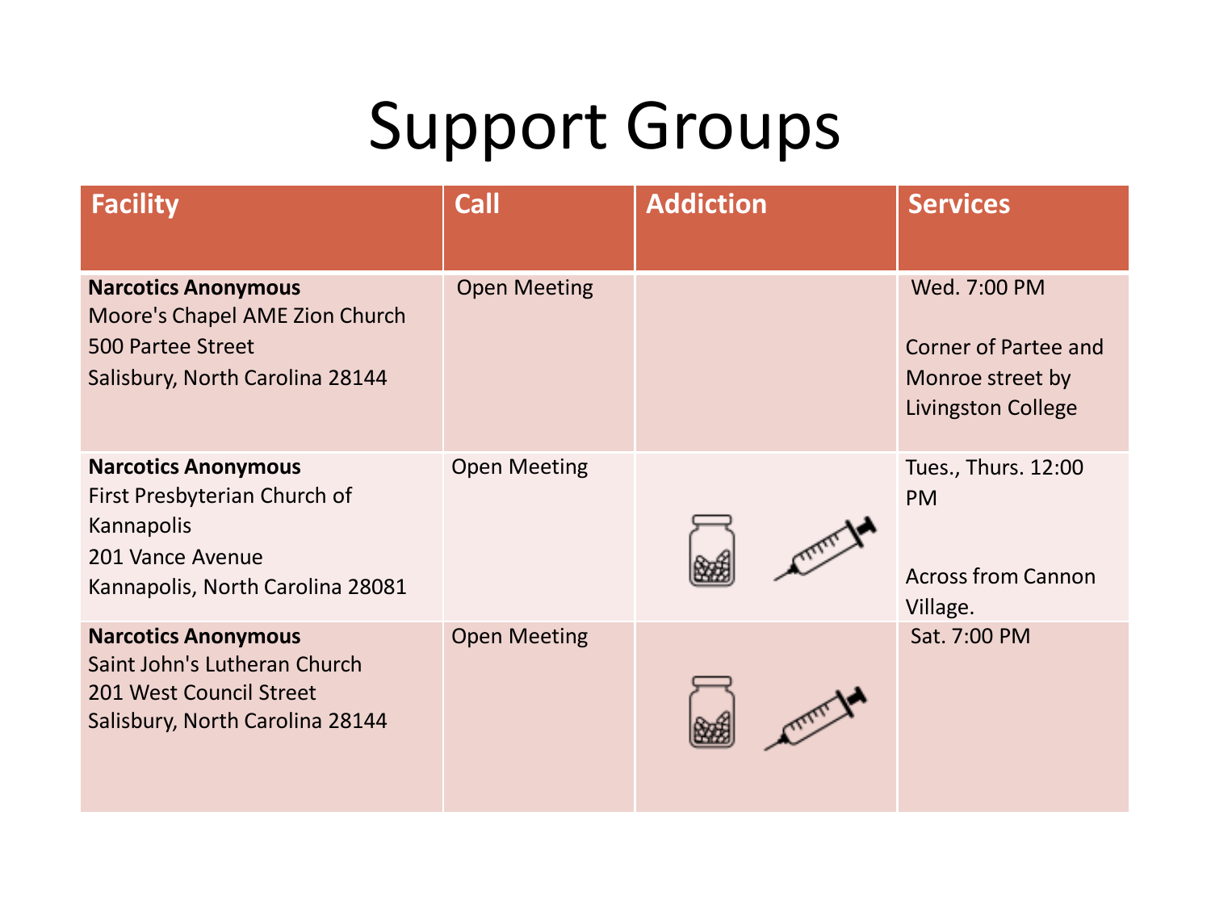# Support Groups

| Facility | Call | Addiction | Services |
|---|---|---|---|
| **Narcotics Anonymous** Moore's Chapel AME Zion Church 500 Partee Street Salisbury, North Carolina 28144 | Open Meeting | | Wed. 7:00 PM Corner of Partee and Monroe street by Livingston College |
| **Narcotics Anonymous** First Presbyterian Church of Kannapolis 201 Vance Avenue Kannapolis, North Carolina 28081 | Open Meeting | | Tues., Thurs. 12:00 PM Across from Cannon Village. |
| **Narcotics Anonymous** Saint John's Lutheran Church 201 West Council Street Salisbury, North Carolina 28144 | Open Meeting | | Sat. 7:00 PM |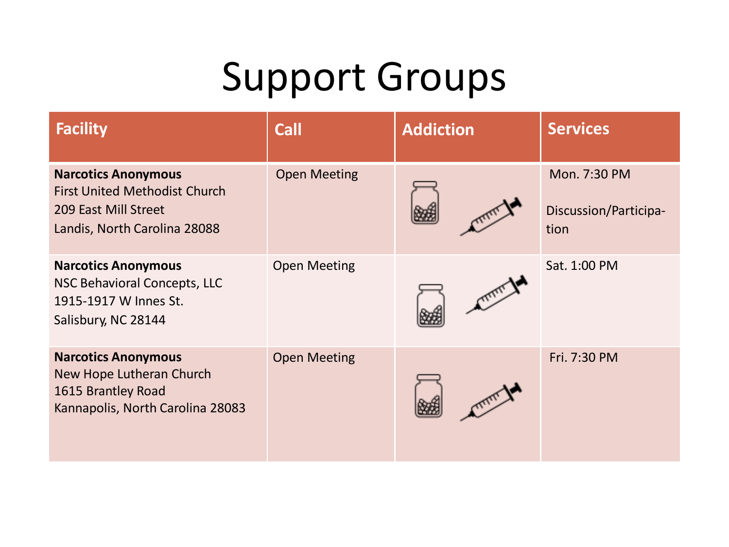# Support Groups

| Facility | Call | Addiction | Services |
|---|---|---|---|
| **Narcotics Anonymous**<br>First United Methodist Church<br>209 East Mill Street<br>Landis, North Carolina 28088 | Open Meeting | | Mon. 7:30 PM<br><br>Discussion/Participation |
| **Narcotics Anonymous**<br>NSC Behavioral Concepts, LLC<br>1915-1917 W Innes St.<br>Salisbury, NC 28144 | Open Meeting | | Sat. 1:00 PM |
| **Narcotics Anonymous**<br>New Hope Lutheran Church<br>1615 Brantley Road<br>Kannapolis, North Carolina 28083 | Open Meeting | | Fri. 7:30 PM |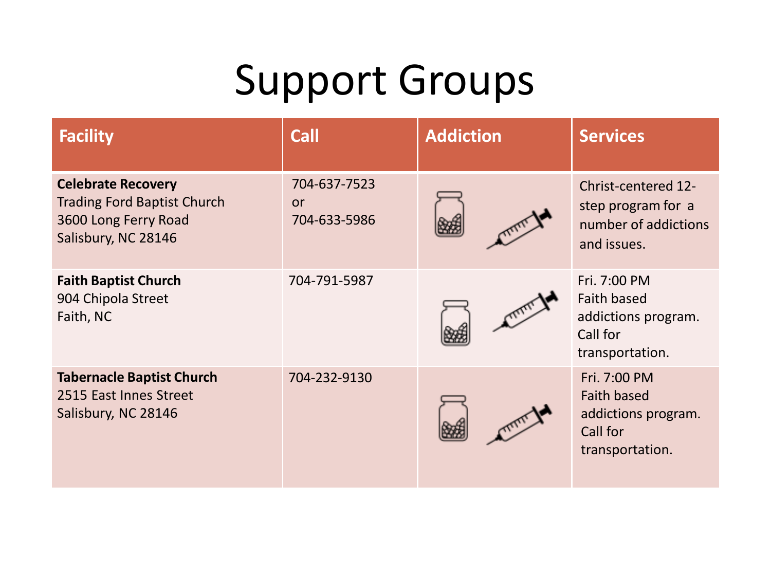# Support Groups

| Facility | Call | Addiction | Services |
|---|---|---|---|
| **Celebrate Recovery**<br>Trading Ford Baptist Church<br>3600 Long Ferry Road<br>Salisbury, NC 28146 | 704-637-7523<br>or<br>704-633-5986 | | Christ-centered 12-step program for a number of addictions and issues. |
| **Faith Baptist Church**<br>904 Chipola Street<br>Faith, NC | 704-791-5987 | | Fri. 7:00 PM<br>Faith based addictions program. Call for transportation. |
| **Tabernacle Baptist Church**<br>2515 East Innes Street<br>Salisbury, NC 28146 | 704-232-9130 | | Fri. 7:00 PM<br>Faith based addictions program. Call for transportation. |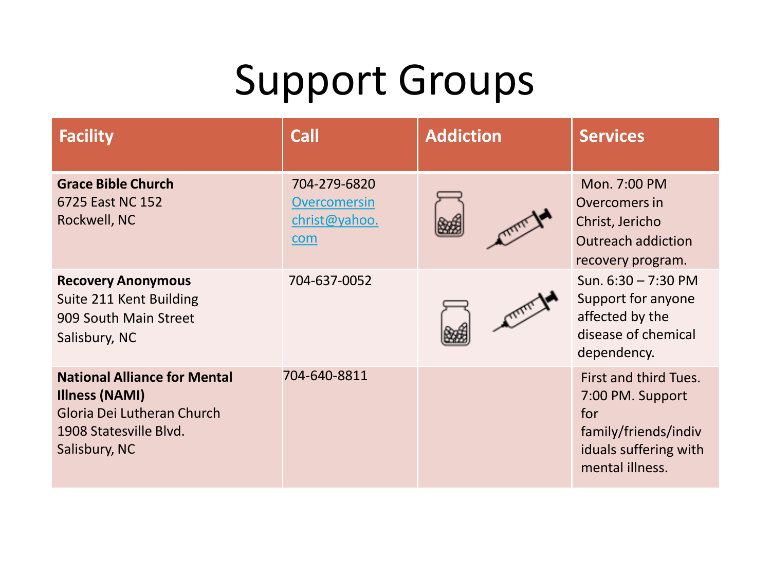# Support Groups

| Facility | Call | Addiction | Services |
|---|---|---|---|
| **Grace Bible Church** 6725 East NC 152 Rockwell, NC | 704-279-6820 Overcomersinchrist@yahoo.com | | Mon. 7:00 PM Overcomers in Christ, Jericho Outreach addiction recovery program. |
| **Recovery Anonymous** Suite 211 Kent Building 909 South Main Street Salisbury, NC | 704-637-0052 | | Sun. 6:30 – 7:30 PM Support for anyone affected by the disease of chemical dependency. |
| **National Alliance for Mental Illness (NAMI)** Gloria Dei Lutheran Church 1908 Statesville Blvd. Salisbury, NC | 704-640-8811 | | First and third Tues. 7:00 PM. Support for family/friends/individuals suffering with mental illness. |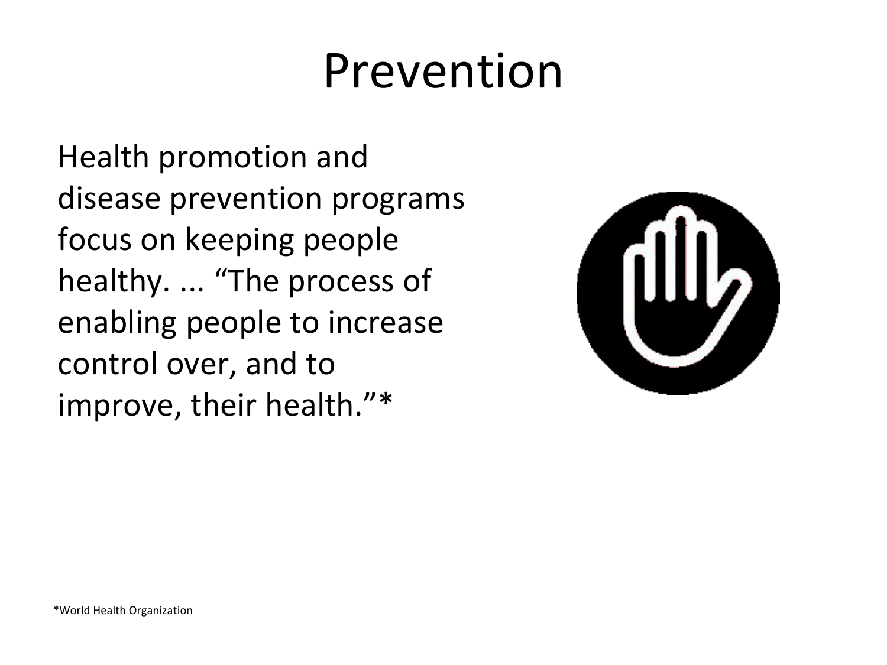# Prevention

Health promotion and disease prevention programs focus on keeping people healthy. ... “The process of enabling people to increase control over, and to improve, their health.”*

*World Health Organization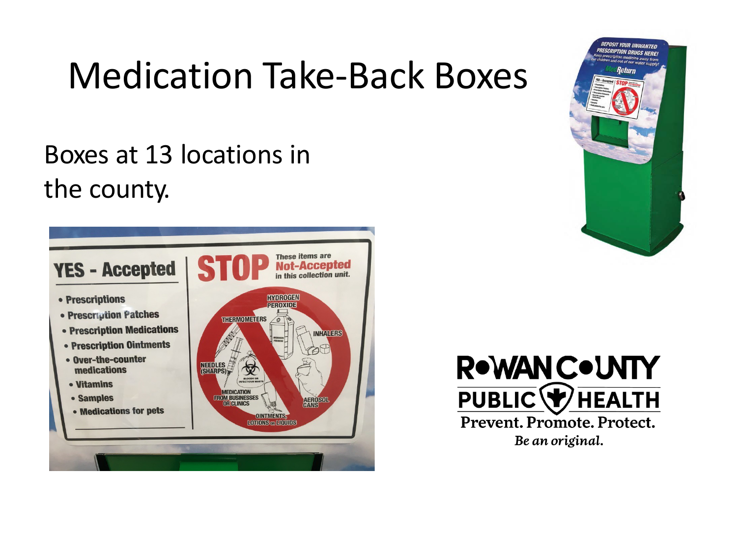# Medication Take-Back Boxes

Boxes at 13 locations in the county.

**YES - Accepted**

- Prescriptions
- Prescription Patches
- Prescription Medications
- Prescription Ointments
- Over-the-counter medications
- Vitamins
- Samples
- Medications for pets

**STOP** These items are **Not-Accepted** in this collection unit.

HYDROGEN PEROXIDE, THERMOMETERS, INHALERS, NEEDLES (SHARPS), MEDICATION FROM BUSINESSES OR CLINICS, AEROSOL CANS, OINTMENTS, LOTIONS or LIQUIDS

ROWAN COUNTY PUBLIC HEALTH

Prevent. Promote. Protect.

*Be an original.*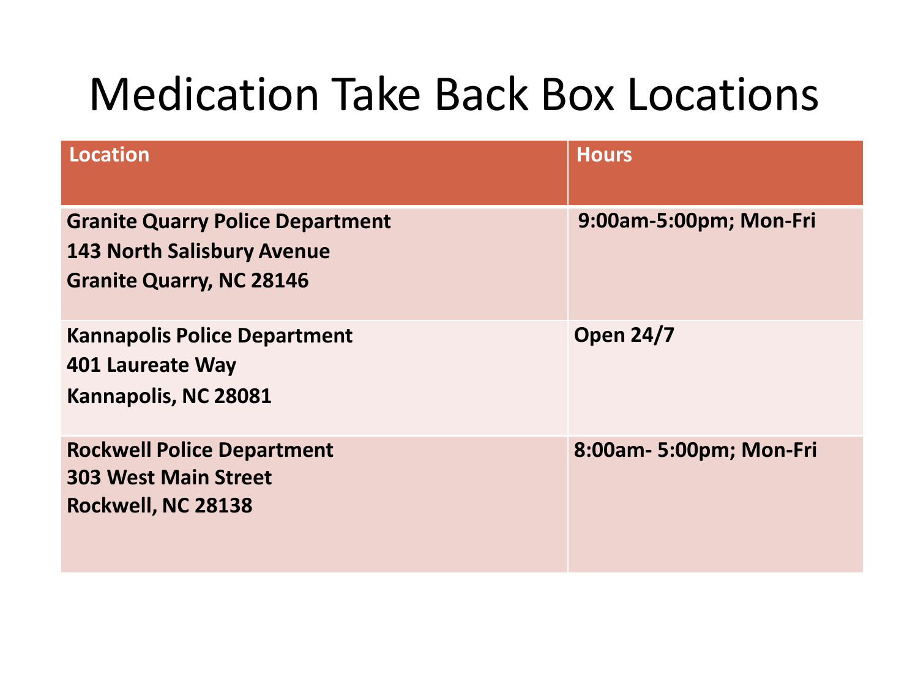# Medication Take Back Box Locations

| Location | Hours |
|---|---|
| **Granite Quarry Police Department**<br>**143 North Salisbury Avenue**<br>**Granite Quarry, NC 28146** | **9:00am-5:00pm; Mon-Fri** |
| **Kannapolis Police Department**<br>**401 Laureate Way**<br>**Kannapolis, NC 28081** | **Open 24/7** |
| **Rockwell Police Department**<br>**303 West Main Street**<br>**Rockwell, NC 28138** | **8:00am- 5:00pm; Mon-Fri** |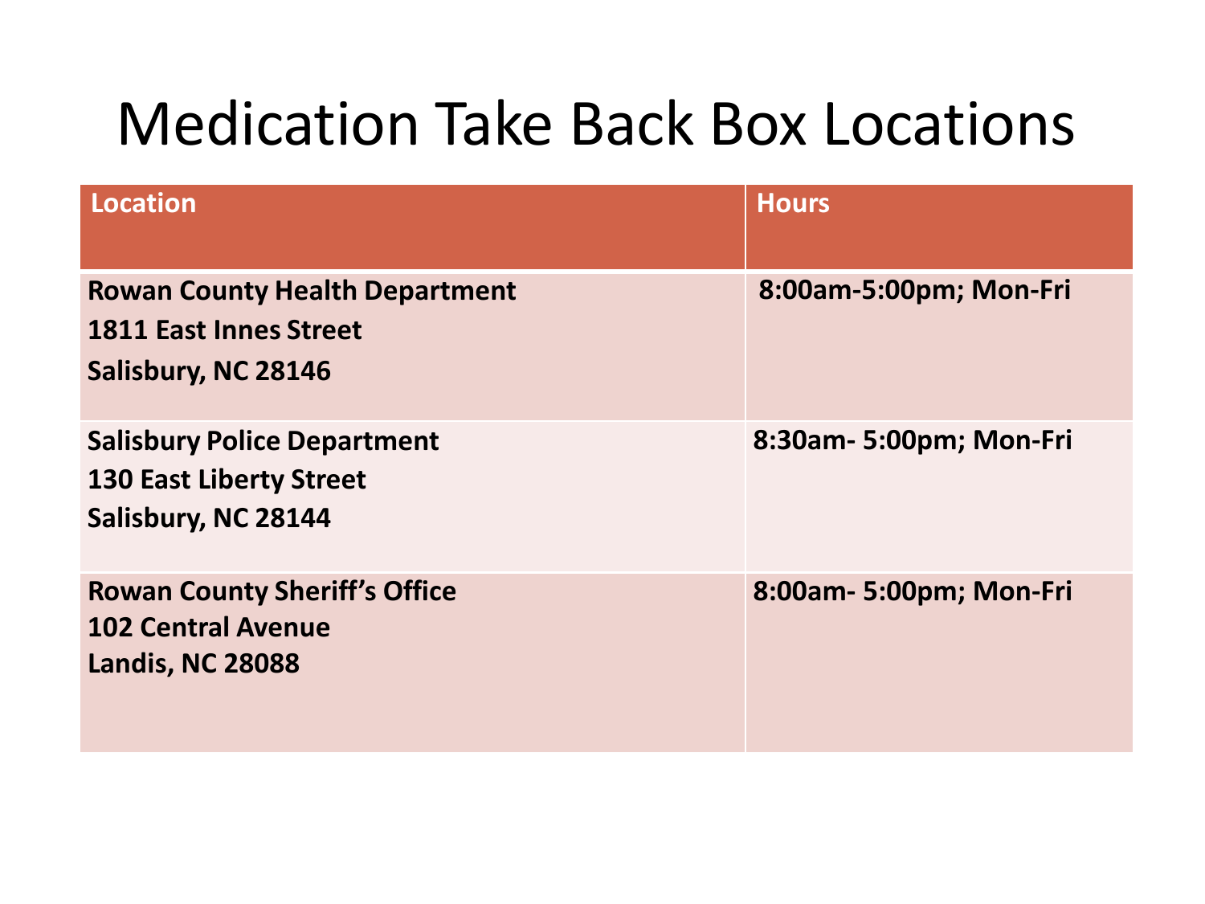# Medication Take Back Box Locations

| Location | Hours |
| --- | --- |
| **Rowan County Health Department**<br>**1811 East Innes Street**<br>**Salisbury, NC 28146** | **8:00am-5:00pm; Mon-Fri** |
| **Salisbury Police Department**<br>**130 East Liberty Street**<br>**Salisbury, NC 28144** | **8:30am- 5:00pm; Mon-Fri** |
| **Rowan County Sheriff's Office**<br>**102 Central Avenue**<br>**Landis, NC 28088** | **8:00am- 5:00pm; Mon-Fri** |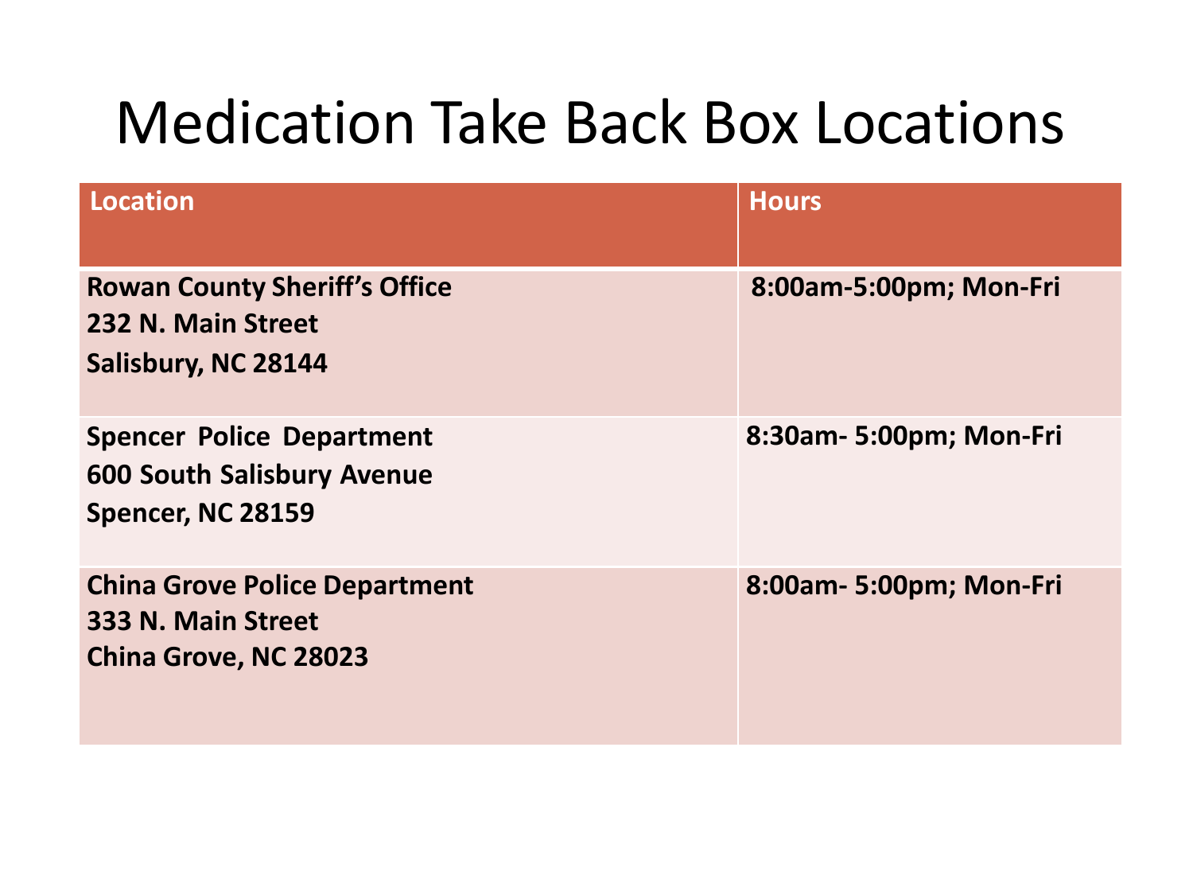# Medication Take Back Box Locations

| Location | Hours |
| --- | --- |
| **Rowan County Sheriff's Office**<br>**232 N. Main Street**<br>**Salisbury, NC 28144** | **8:00am-5:00pm; Mon-Fri** |
| **Spencer Police Department**<br>**600 South Salisbury Avenue**<br>**Spencer, NC 28159** | **8:30am- 5:00pm; Mon-Fri** |
| **China Grove Police Department**<br>**333 N. Main Street**<br>**China Grove, NC 28023** | **8:00am- 5:00pm; Mon-Fri** |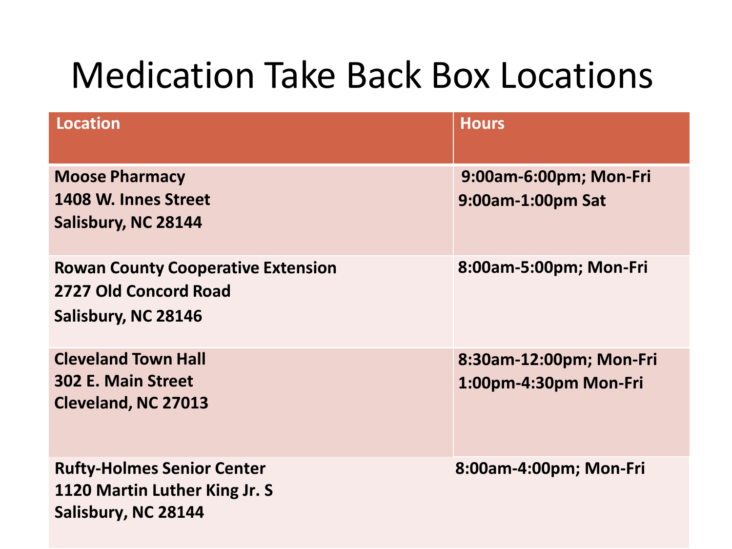# Medication Take Back Box Locations

| Location | Hours |
|---|---|
| **Moose Pharmacy**<br>**1408 W. Innes Street**<br>**Salisbury, NC 28144** | **9:00am-6:00pm; Mon-Fri**<br>**9:00am-1:00pm Sat** |
| **Rowan County Cooperative Extension**<br>**2727 Old Concord Road**<br>**Salisbury, NC 28146** | **8:00am-5:00pm; Mon-Fri** |
| **Cleveland Town Hall**<br>**302 E. Main Street**<br>**Cleveland, NC 27013** | **8:30am-12:00pm; Mon-Fri**<br>**1:00pm-4:30pm Mon-Fri** |
| **Rufty-Holmes Senior Center**<br>**1120 Martin Luther King Jr. S**<br>**Salisbury, NC 28144** | **8:00am-4:00pm; Mon-Fri** |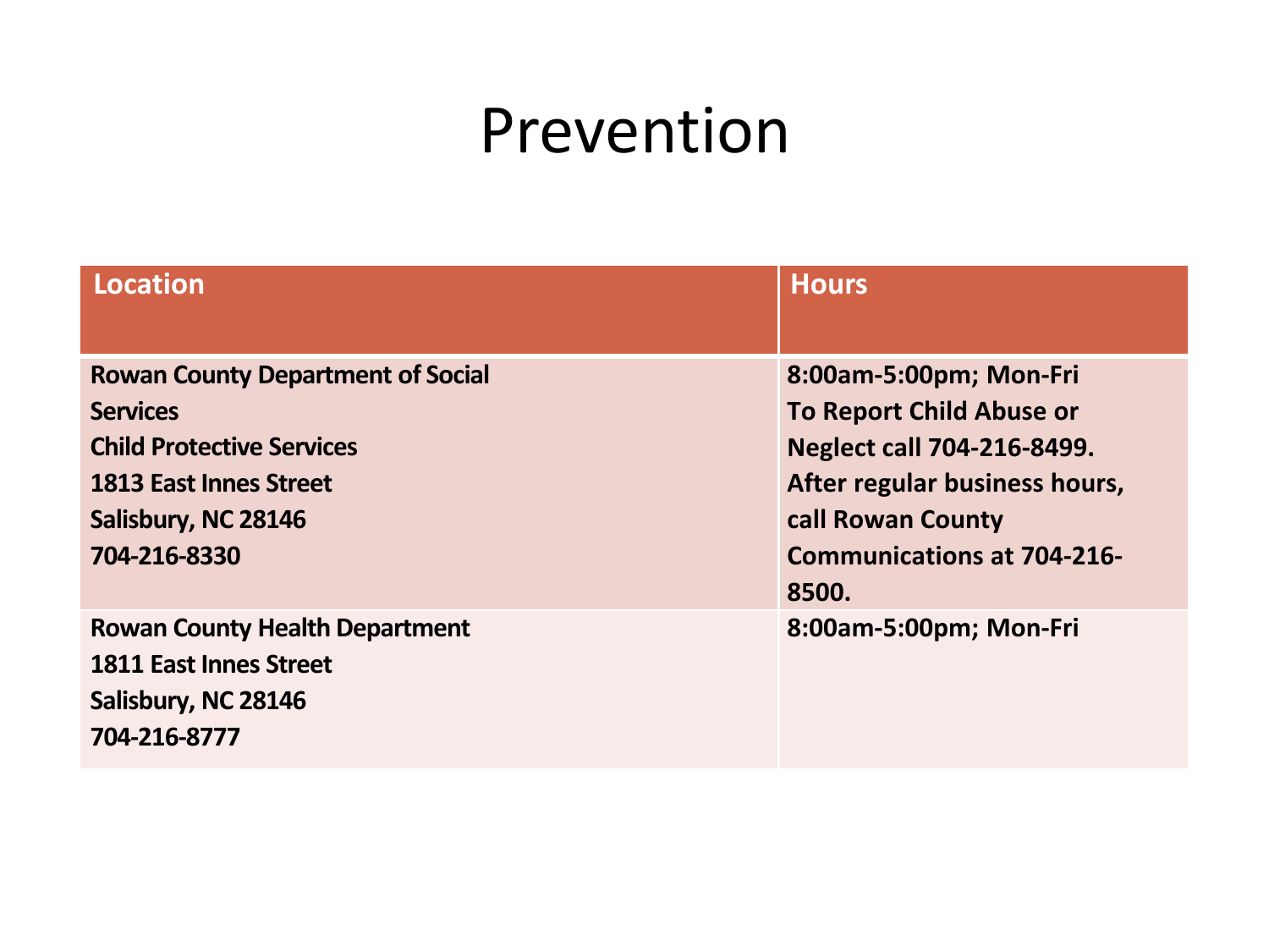# Prevention

| Location | Hours |
|---|---|
| **Rowan County Department of Social Services**<br>**Child Protective Services**<br>**1813 East Innes Street**<br>**Salisbury, NC 28146**<br>**704-216-8330** | **8:00am-5:00pm; Mon-Fri**<br>**To Report Child Abuse or Neglect call 704-216-8499. After regular business hours, call Rowan County Communications at 704-216-8500.** |
| **Rowan County Health Department**<br>**1811 East Innes Street**<br>**Salisbury, NC 28146**<br>**704-216-8777** | **8:00am-5:00pm; Mon-Fri** |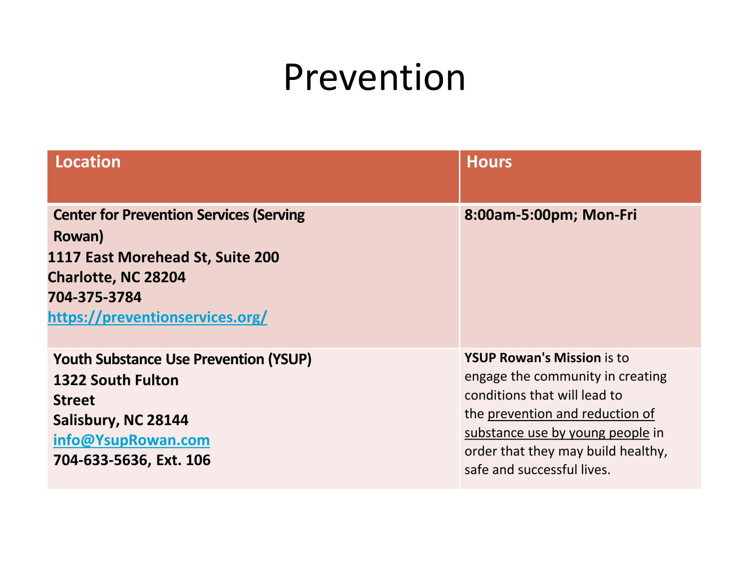# Prevention

| Location | Hours |
|---|---|
| **Center for Prevention Services (Serving Rowan)**<br>**1117 East Morehead St, Suite 200**<br>**Charlotte, NC 28204**<br>**704-375-3784**<br>**https://preventionservices.org/** | **8:00am-5:00pm; Mon-Fri** |
| **Youth Substance Use Prevention (YSUP)**<br>**1322 South Fulton Street**<br>**Salisbury, NC 28144**<br>**info@YsupRowan.com**<br>**704-633-5636, Ext. 106** | **YSUP Rowan's Mission** is to engage the community in creating conditions that will lead to the prevention and reduction of substance use by young people in order that they may build healthy, safe and successful lives. |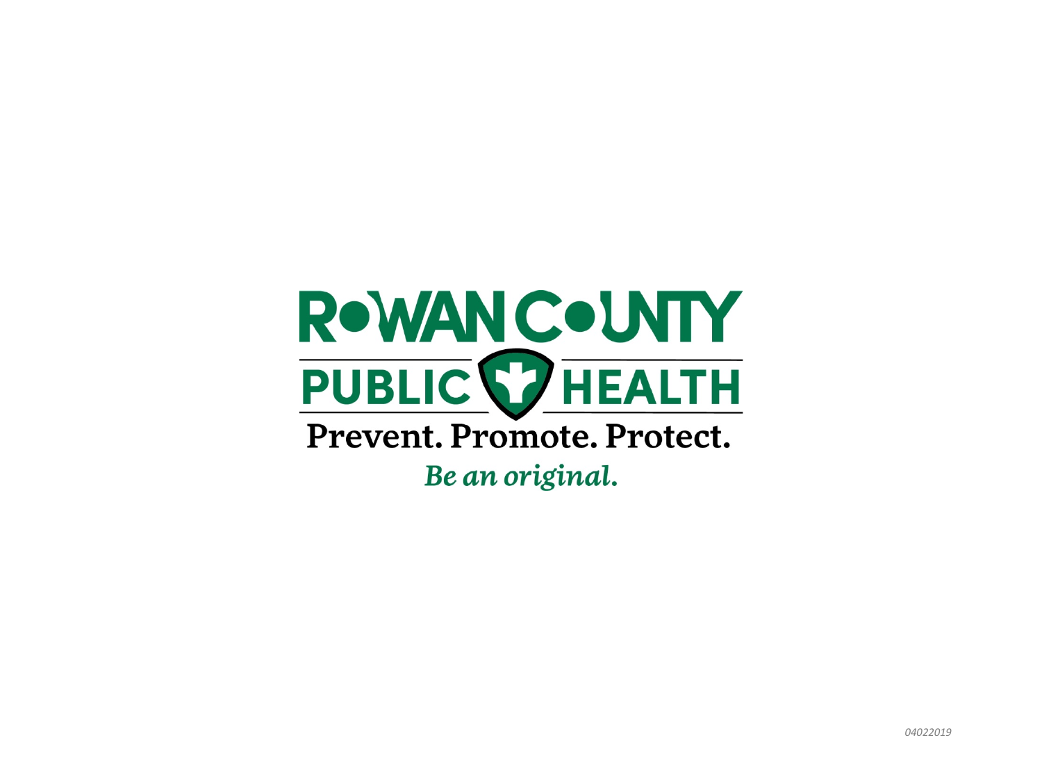ROWAN COUNTY

PUBLIC HEALTH

Prevent. Promote. Protect.

*Be an original.*

*04022019*